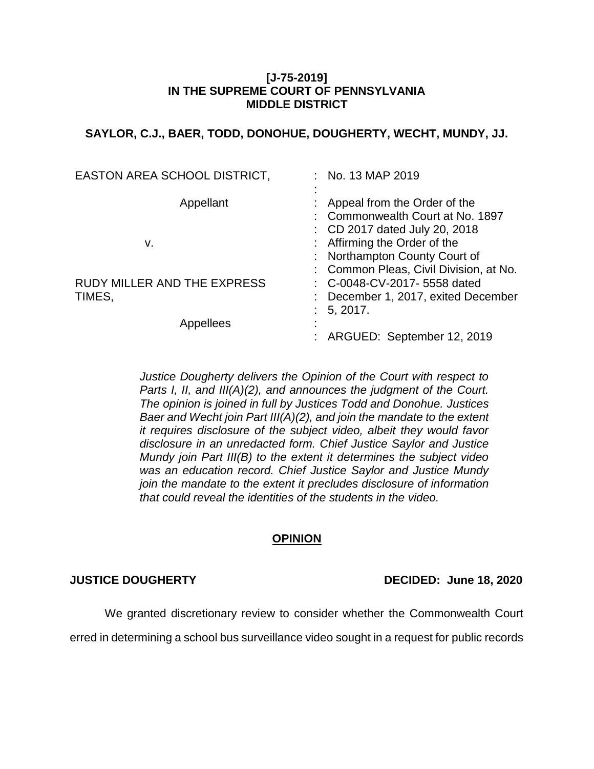**[J-75-2019]**
**IN THE SUPREME COURT OF PENNSYLVANIA**
**MIDDLE DISTRICT**

**SAYLOR, C.J., BAER, TODD, DONOHUE, DOUGHERTY, WECHT, MUNDY, JJ.**

| | |
|---|---|
| EASTON AREA SCHOOL DISTRICT, | : No. 13 MAP 2019 |
| Appellant | : Appeal from the Order of the Commonwealth Court at No. 1897 CD 2017 dated July 20, 2018 |
| v. | : Affirming the Order of the Northampton County Court of Common Pleas, Civil Division, at No. C-0048-CV-2017- 5558 dated December 1, 2017, exited December 5, 2017. |
| RUDY MILLER AND THE EXPRESS TIMES, | |
| Appellees | : ARGUED: September 12, 2019 |

*Justice Dougherty delivers the Opinion of the Court with respect to Parts I, II, and III(A)(2), and announces the judgment of the Court. The opinion is joined in full by Justices Todd and Donohue. Justices Baer and Wecht join Part III(A)(2), and join the mandate to the extent it requires disclosure of the subject video, albeit they would favor disclosure in an unredacted form. Chief Justice Saylor and Justice Mundy join Part III(B) to the extent it determines the subject video was an education record. Chief Justice Saylor and Justice Mundy join the mandate to the extent it precludes disclosure of information that could reveal the identities of the students in the video.*

## OPINION

**JUSTICE DOUGHERTY** **DECIDED: June 18, 2020**

We granted discretionary review to consider whether the Commonwealth Court erred in determining a school bus surveillance video sought in a request for public records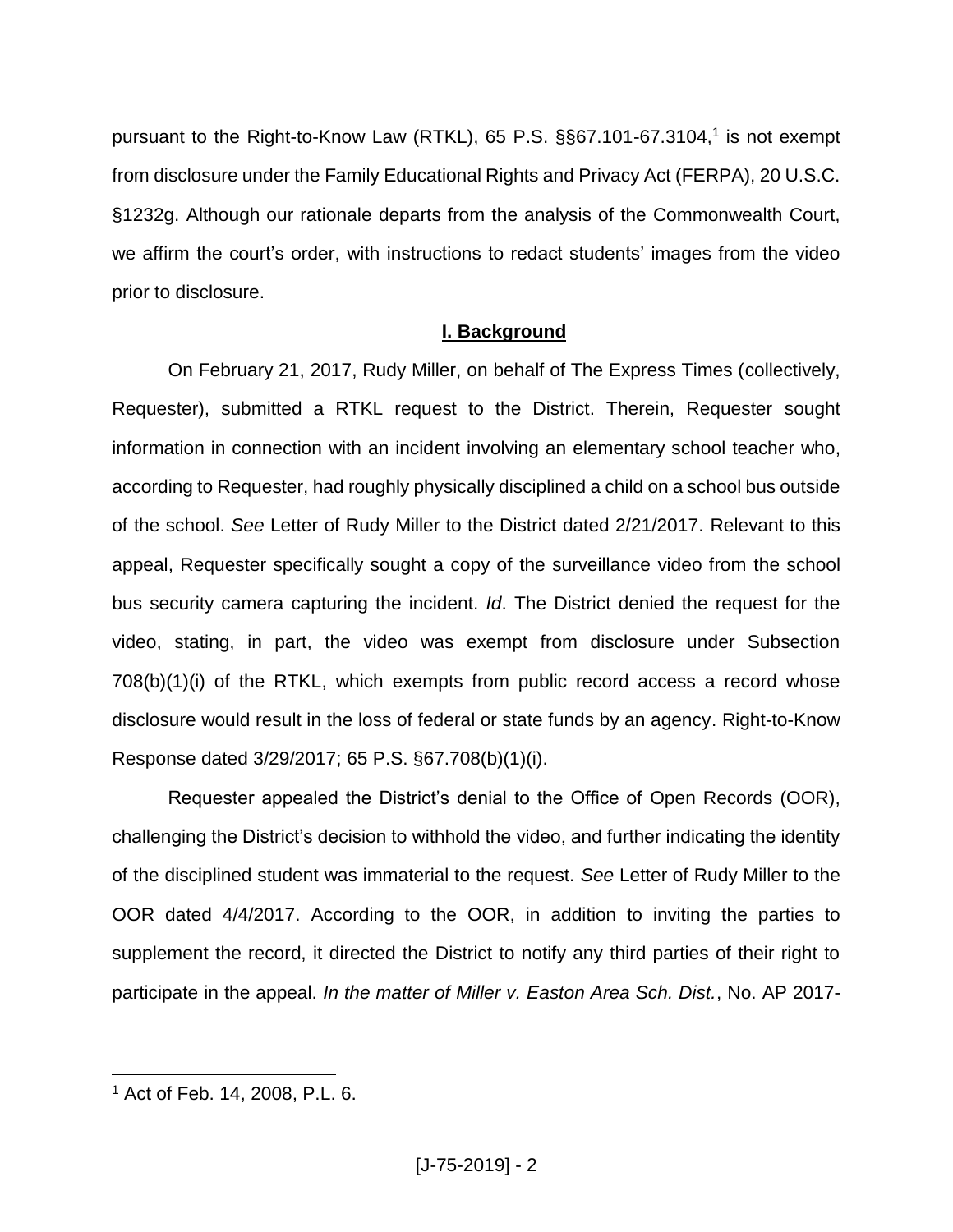pursuant to the Right-to-Know Law (RTKL), 65 P.S. §§67.101-67.3104,[1] is not exempt from disclosure under the Family Educational Rights and Privacy Act (FERPA), 20 U.S.C. §1232g. Although our rationale departs from the analysis of the Commonwealth Court, we affirm the court's order, with instructions to redact students' images from the video prior to disclosure.

## I. Background

On February 21, 2017, Rudy Miller, on behalf of The Express Times (collectively, Requester), submitted a RTKL request to the District. Therein, Requester sought information in connection with an incident involving an elementary school teacher who, according to Requester, had roughly physically disciplined a child on a school bus outside of the school. *See* Letter of Rudy Miller to the District dated 2/21/2017. Relevant to this appeal, Requester specifically sought a copy of the surveillance video from the school bus security camera capturing the incident. *Id*. The District denied the request for the video, stating, in part, the video was exempt from disclosure under Subsection 708(b)(1)(i) of the RTKL, which exempts from public record access a record whose disclosure would result in the loss of federal or state funds by an agency. Right-to-Know Response dated 3/29/2017; 65 P.S. §67.708(b)(1)(i).

Requester appealed the District's denial to the Office of Open Records (OOR), challenging the District's decision to withhold the video, and further indicating the identity of the disciplined student was immaterial to the request. *See* Letter of Rudy Miller to the OOR dated 4/4/2017. According to the OOR, in addition to inviting the parties to supplement the record, it directed the District to notify any third parties of their right to participate in the appeal. *In the matter of Miller v. Easton Area Sch. Dist.*, No. AP 2017-

[1] Act of Feb. 14, 2008, P.L. 6.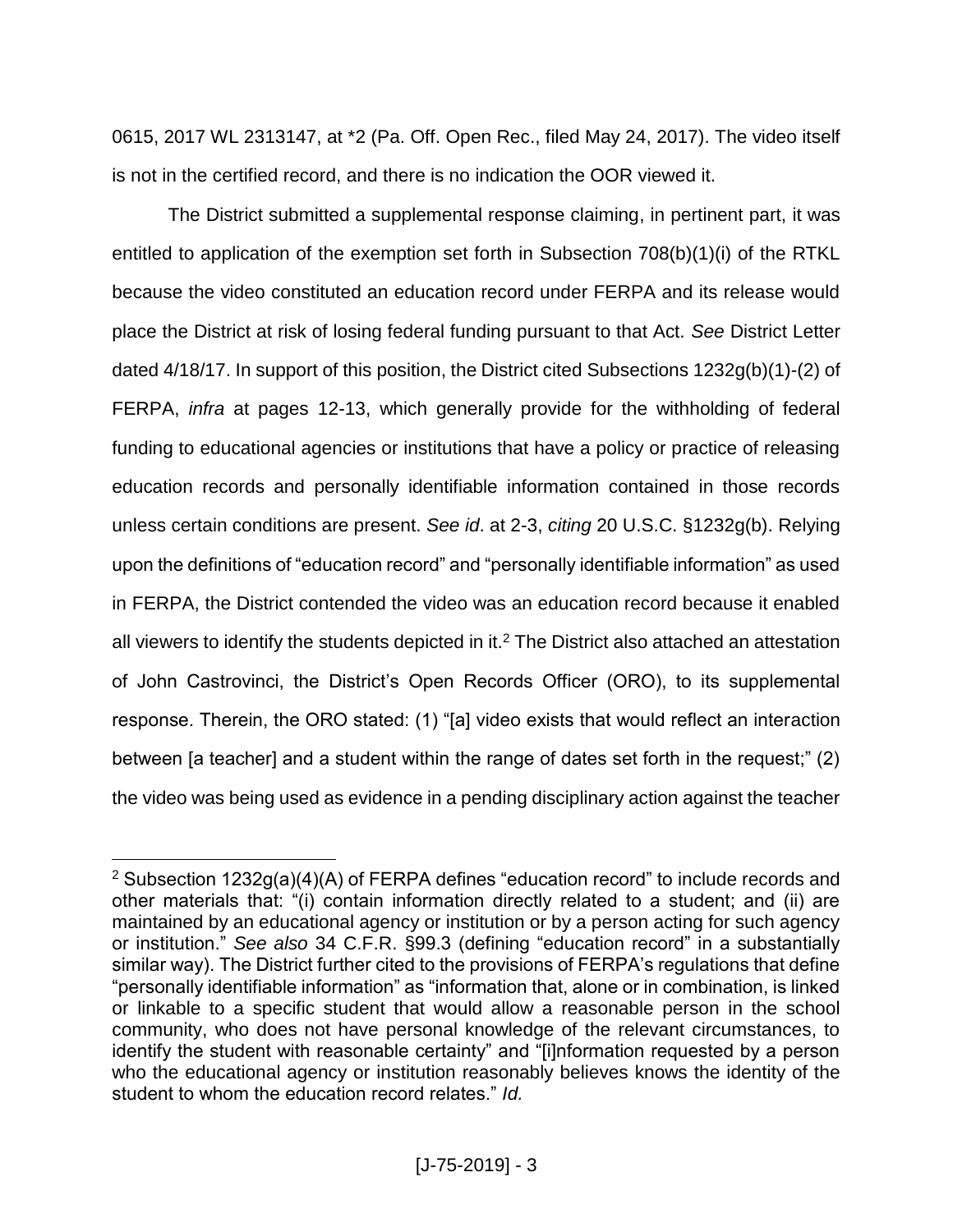0615, 2017 WL 2313147, at *2 (Pa. Off. Open Rec., filed May 24, 2017). The video itself is not in the certified record, and there is no indication the OOR viewed it.

The District submitted a supplemental response claiming, in pertinent part, it was entitled to application of the exemption set forth in Subsection 708(b)(1)(i) of the RTKL because the video constituted an education record under FERPA and its release would place the District at risk of losing federal funding pursuant to that Act. *See* District Letter dated 4/18/17. In support of this position, the District cited Subsections 1232g(b)(1)-(2) of FERPA, *infra* at pages 12-13, which generally provide for the withholding of federal funding to educational agencies or institutions that have a policy or practice of releasing education records and personally identifiable information contained in those records unless certain conditions are present. *See id*. at 2-3, *citing* 20 U.S.C. §1232g(b). Relying upon the definitions of "education record" and "personally identifiable information" as used in FERPA, the District contended the video was an education record because it enabled all viewers to identify the students depicted in it.[2] The District also attached an attestation of John Castrovinci, the District's Open Records Officer (ORO), to its supplemental response. Therein, the ORO stated: (1) "[a] video exists that would reflect an interaction between [a teacher] and a student within the range of dates set forth in the request;" (2) the video was being used as evidence in a pending disciplinary action against the teacher

[2] Subsection 1232g(a)(4)(A) of FERPA defines "education record" to include records and other materials that: "(i) contain information directly related to a student; and (ii) are maintained by an educational agency or institution or by a person acting for such agency or institution." *See also* 34 C.F.R. §99.3 (defining "education record" in a substantially similar way). The District further cited to the provisions of FERPA's regulations that define "personally identifiable information" as "information that, alone or in combination, is linked or linkable to a specific student that would allow a reasonable person in the school community, who does not have personal knowledge of the relevant circumstances, to identify the student with reasonable certainty" and "[i]nformation requested by a person who the educational agency or institution reasonably believes knows the identity of the student to whom the education record relates." *Id.*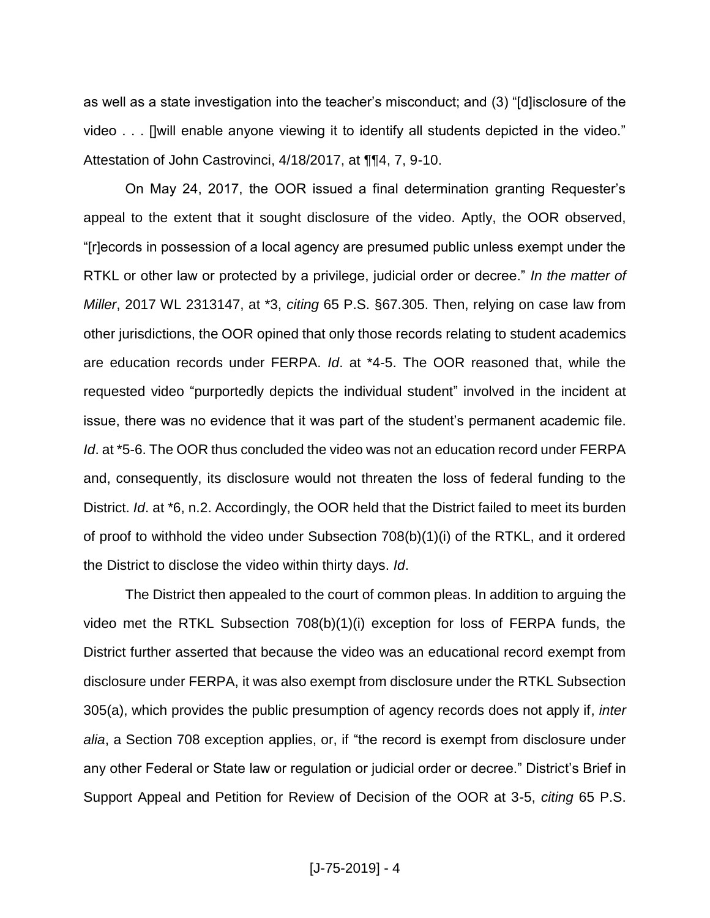as well as a state investigation into the teacher's misconduct; and (3) "[d]isclosure of the video . . . []will enable anyone viewing it to identify all students depicted in the video." Attestation of John Castrovinci, 4/18/2017, at ¶¶4, 7, 9-10.

On May 24, 2017, the OOR issued a final determination granting Requester's appeal to the extent that it sought disclosure of the video. Aptly, the OOR observed, "[r]ecords in possession of a local agency are presumed public unless exempt under the RTKL or other law or protected by a privilege, judicial order or decree." *In the matter of Miller*, 2017 WL 2313147, at *3, *citing* 65 P.S. §67.305. Then, relying on case law from other jurisdictions, the OOR opined that only those records relating to student academics are education records under FERPA. *Id*. at *4-5. The OOR reasoned that, while the requested video "purportedly depicts the individual student" involved in the incident at issue, there was no evidence that it was part of the student's permanent academic file. *Id*. at *5-6. The OOR thus concluded the video was not an education record under FERPA and, consequently, its disclosure would not threaten the loss of federal funding to the District. *Id*. at *6, n.2. Accordingly, the OOR held that the District failed to meet its burden of proof to withhold the video under Subsection 708(b)(1)(i) of the RTKL, and it ordered the District to disclose the video within thirty days. *Id*.

The District then appealed to the court of common pleas. In addition to arguing the video met the RTKL Subsection 708(b)(1)(i) exception for loss of FERPA funds, the District further asserted that because the video was an educational record exempt from disclosure under FERPA, it was also exempt from disclosure under the RTKL Subsection 305(a), which provides the public presumption of agency records does not apply if, *inter alia*, a Section 708 exception applies, or, if "the record is exempt from disclosure under any other Federal or State law or regulation or judicial order or decree." District's Brief in Support Appeal and Petition for Review of Decision of the OOR at 3-5, *citing* 65 P.S.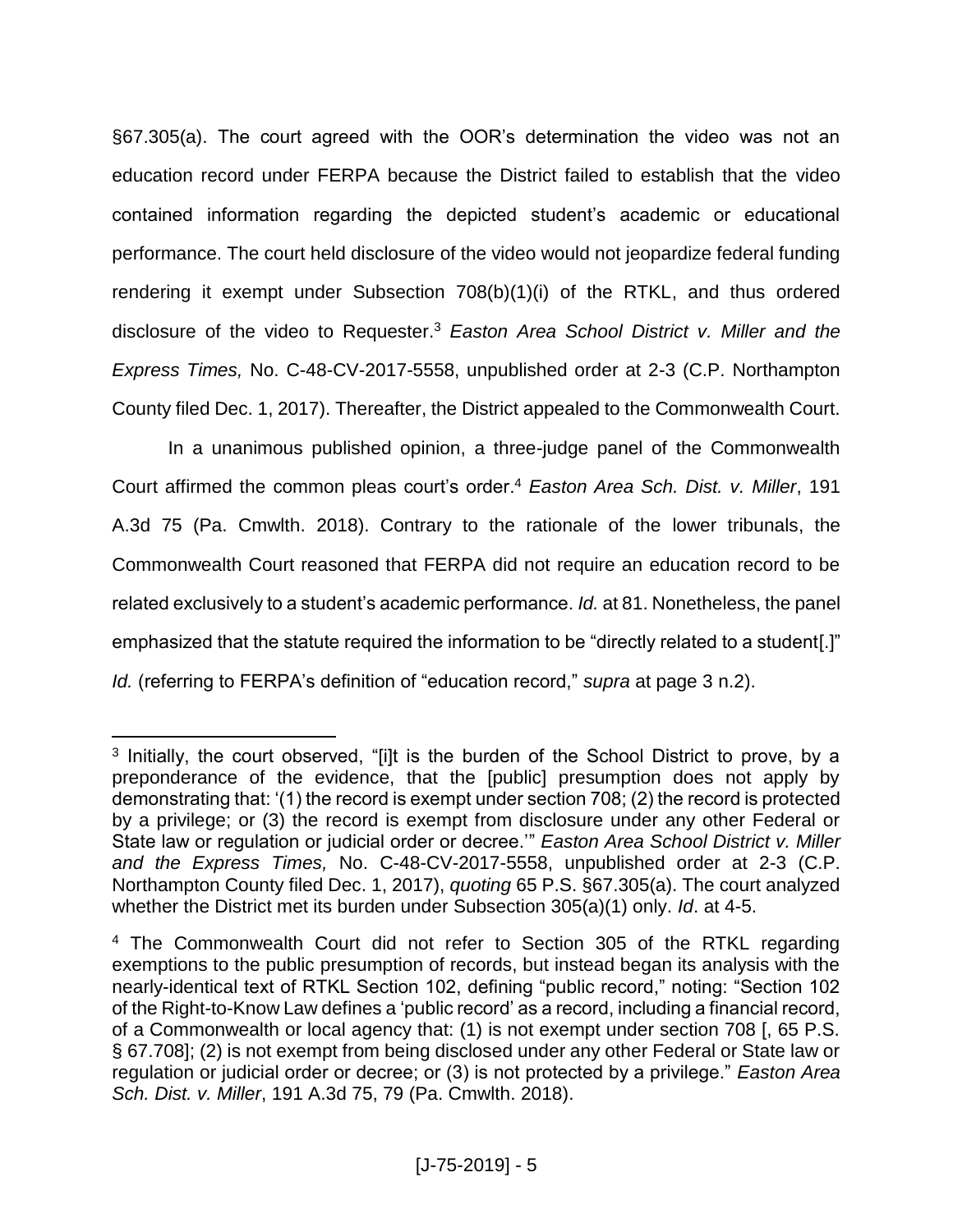§67.305(a). The court agreed with the OOR's determination the video was not an education record under FERPA because the District failed to establish that the video contained information regarding the depicted student's academic or educational performance. The court held disclosure of the video would not jeopardize federal funding rendering it exempt under Subsection 708(b)(1)(i) of the RTKL, and thus ordered disclosure of the video to Requester.[3] *Easton Area School District v. Miller and the Express Times,* No. C-48-CV-2017-5558, unpublished order at 2-3 (C.P. Northampton County filed Dec. 1, 2017). Thereafter, the District appealed to the Commonwealth Court.

In a unanimous published opinion, a three-judge panel of the Commonwealth Court affirmed the common pleas court's order.[4] *Easton Area Sch. Dist. v. Miller*, 191 A.3d 75 (Pa. Cmwlth. 2018). Contrary to the rationale of the lower tribunals, the Commonwealth Court reasoned that FERPA did not require an education record to be related exclusively to a student's academic performance. *Id.* at 81. Nonetheless, the panel emphasized that the statute required the information to be "directly related to a student[.]" *Id.* (referring to FERPA's definition of "education record," *supra* at page 3 n.2).

---

[3] Initially, the court observed, "[i]t is the burden of the School District to prove, by a preponderance of the evidence, that the [public] presumption does not apply by demonstrating that: '(1) the record is exempt under section 708; (2) the record is protected by a privilege; or (3) the record is exempt from disclosure under any other Federal or State law or regulation or judicial order or decree.'" *Easton Area School District v. Miller and the Express Times,* No. C-48-CV-2017-5558, unpublished order at 2-3 (C.P. Northampton County filed Dec. 1, 2017), *quoting* 65 P.S. §67.305(a). The court analyzed whether the District met its burden under Subsection 305(a)(1) only. *Id*. at 4-5.

[4] The Commonwealth Court did not refer to Section 305 of the RTKL regarding exemptions to the public presumption of records, but instead began its analysis with the nearly-identical text of RTKL Section 102, defining "public record," noting: "Section 102 of the Right-to-Know Law defines a 'public record' as a record, including a financial record, of a Commonwealth or local agency that: (1) is not exempt under section 708 [, 65 P.S. § 67.708]; (2) is not exempt from being disclosed under any other Federal or State law or regulation or judicial order or decree; or (3) is not protected by a privilege." *Easton Area Sch. Dist. v. Miller*, 191 A.3d 75, 79 (Pa. Cmwlth. 2018).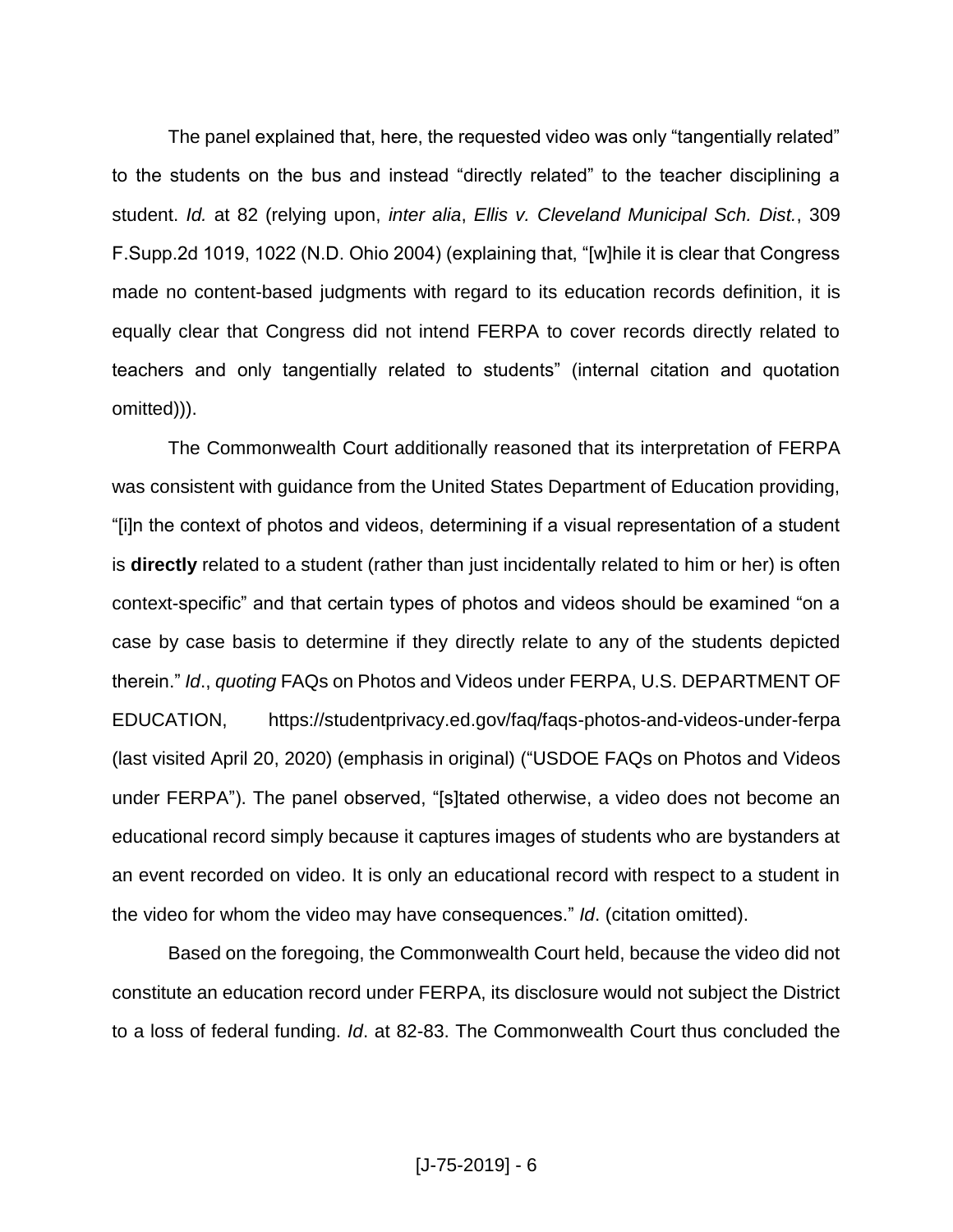The panel explained that, here, the requested video was only "tangentially related" to the students on the bus and instead "directly related" to the teacher disciplining a student. *Id.* at 82 (relying upon, *inter alia*, *Ellis v. Cleveland Municipal Sch. Dist.*, 309 F.Supp.2d 1019, 1022 (N.D. Ohio 2004) (explaining that, "[w]hile it is clear that Congress made no content-based judgments with regard to its education records definition, it is equally clear that Congress did not intend FERPA to cover records directly related to teachers and only tangentially related to students" (internal citation and quotation omitted))).

The Commonwealth Court additionally reasoned that its interpretation of FERPA was consistent with guidance from the United States Department of Education providing, "[i]n the context of photos and videos, determining if a visual representation of a student is **directly** related to a student (rather than just incidentally related to him or her) is often context-specific" and that certain types of photos and videos should be examined "on a case by case basis to determine if they directly relate to any of the students depicted therein." *Id*., *quoting* FAQs on Photos and Videos under FERPA, U.S. DEPARTMENT OF EDUCATION, https://studentprivacy.ed.gov/faq/faqs-photos-and-videos-under-ferpa (last visited April 20, 2020) (emphasis in original) ("USDOE FAQs on Photos and Videos under FERPA"). The panel observed, "[s]tated otherwise, a video does not become an educational record simply because it captures images of students who are bystanders at an event recorded on video. It is only an educational record with respect to a student in the video for whom the video may have consequences." *Id*. (citation omitted).

Based on the foregoing, the Commonwealth Court held, because the video did not constitute an education record under FERPA, its disclosure would not subject the District to a loss of federal funding. *Id*. at 82-83. The Commonwealth Court thus concluded the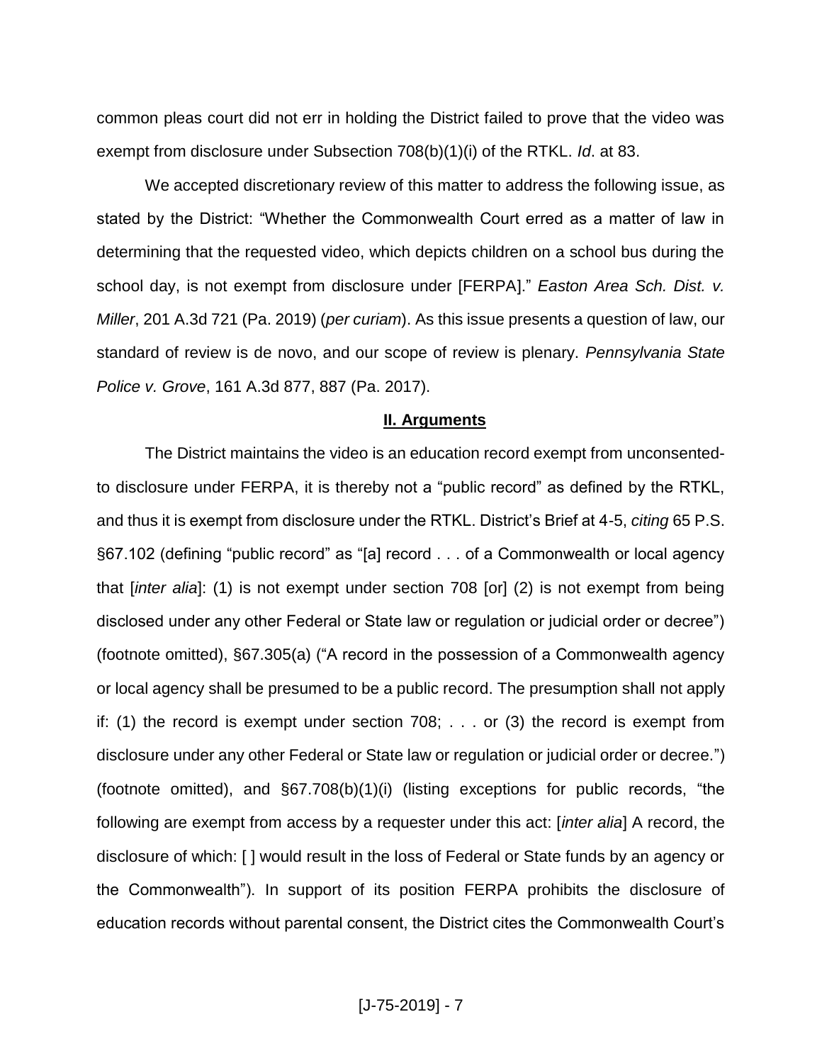common pleas court did not err in holding the District failed to prove that the video was exempt from disclosure under Subsection 708(b)(1)(i) of the RTKL. *Id*. at 83.

We accepted discretionary review of this matter to address the following issue, as stated by the District: "Whether the Commonwealth Court erred as a matter of law in determining that the requested video, which depicts children on a school bus during the school day, is not exempt from disclosure under [FERPA]." *Easton Area Sch. Dist. v. Miller*, 201 A.3d 721 (Pa. 2019) (*per curiam*). As this issue presents a question of law, our standard of review is de novo, and our scope of review is plenary. *Pennsylvania State Police v. Grove*, 161 A.3d 877, 887 (Pa. 2017).

## II. Arguments

The District maintains the video is an education record exempt from unconsented-to disclosure under FERPA, it is thereby not a "public record" as defined by the RTKL, and thus it is exempt from disclosure under the RTKL. District's Brief at 4-5, *citing* 65 P.S. §67.102 (defining "public record" as "[a] record . . . of a Commonwealth or local agency that [*inter alia*]: (1) is not exempt under section 708 [or] (2) is not exempt from being disclosed under any other Federal or State law or regulation or judicial order or decree") (footnote omitted), §67.305(a) ("A record in the possession of a Commonwealth agency or local agency shall be presumed to be a public record. The presumption shall not apply if: (1) the record is exempt under section 708; . . . or (3) the record is exempt from disclosure under any other Federal or State law or regulation or judicial order or decree.") (footnote omitted), and §67.708(b)(1)(i) (listing exceptions for public records, "the following are exempt from access by a requester under this act: [*inter alia*] A record, the disclosure of which: [ ] would result in the loss of Federal or State funds by an agency or the Commonwealth"). In support of its position FERPA prohibits the disclosure of education records without parental consent, the District cites the Commonwealth Court's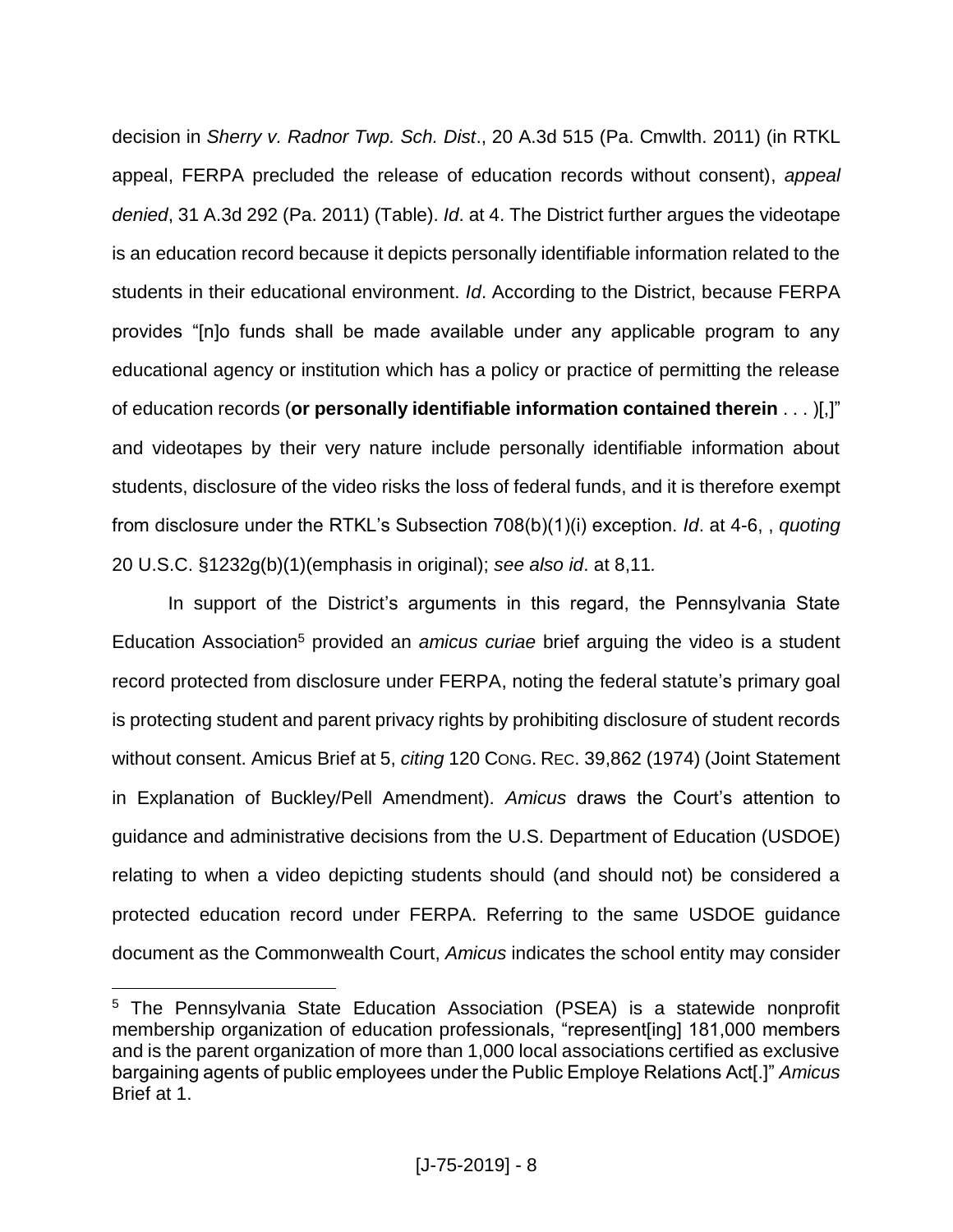decision in *Sherry v. Radnor Twp. Sch. Dist*., 20 A.3d 515 (Pa. Cmwlth. 2011) (in RTKL appeal, FERPA precluded the release of education records without consent), *appeal denied*, 31 A.3d 292 (Pa. 2011) (Table). *Id*. at 4. The District further argues the videotape is an education record because it depicts personally identifiable information related to the students in their educational environment. *Id*. According to the District, because FERPA provides "[n]o funds shall be made available under any applicable program to any educational agency or institution which has a policy or practice of permitting the release of education records (**or personally identifiable information contained therein** . . . )[,]" and videotapes by their very nature include personally identifiable information about students, disclosure of the video risks the loss of federal funds, and it is therefore exempt from disclosure under the RTKL's Subsection 708(b)(1)(i) exception. *Id*. at 4-6, , *quoting* 20 U.S.C. §1232g(b)(1)(emphasis in original); *see also id*. at 8,11*.*

In support of the District's arguments in this regard, the Pennsylvania State Education Association[5] provided an *amicus curiae* brief arguing the video is a student record protected from disclosure under FERPA, noting the federal statute's primary goal is protecting student and parent privacy rights by prohibiting disclosure of student records without consent. Amicus Brief at 5, *citing* 120 CONG. REC. 39,862 (1974) (Joint Statement in Explanation of Buckley/Pell Amendment). *Amicus* draws the Court's attention to guidance and administrative decisions from the U.S. Department of Education (USDOE) relating to when a video depicting students should (and should not) be considered a protected education record under FERPA. Referring to the same USDOE guidance document as the Commonwealth Court, *Amicus* indicates the school entity may consider

---

[5] The Pennsylvania State Education Association (PSEA) is a statewide nonprofit membership organization of education professionals, "represent[ing] 181,000 members and is the parent organization of more than 1,000 local associations certified as exclusive bargaining agents of public employees under the Public Employe Relations Act[.]" *Amicus* Brief at 1.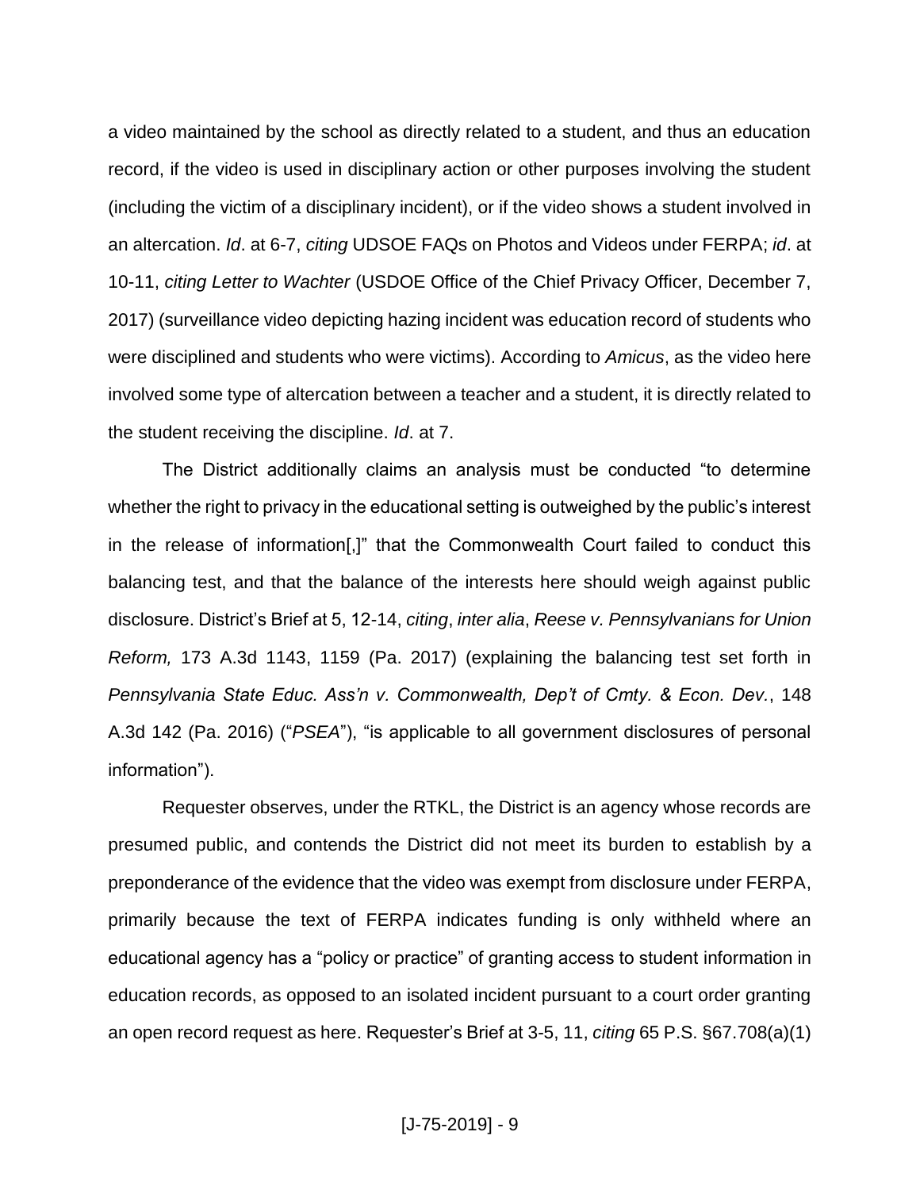a video maintained by the school as directly related to a student, and thus an education record, if the video is used in disciplinary action or other purposes involving the student (including the victim of a disciplinary incident), or if the video shows a student involved in an altercation. *Id*. at 6-7, *citing* UDSOE FAQs on Photos and Videos under FERPA; *id*. at 10-11, *citing Letter to Wachter* (USDOE Office of the Chief Privacy Officer, December 7, 2017) (surveillance video depicting hazing incident was education record of students who were disciplined and students who were victims). According to *Amicus*, as the video here involved some type of altercation between a teacher and a student, it is directly related to the student receiving the discipline. *Id*. at 7.

The District additionally claims an analysis must be conducted "to determine whether the right to privacy in the educational setting is outweighed by the public's interest in the release of information[,]" that the Commonwealth Court failed to conduct this balancing test, and that the balance of the interests here should weigh against public disclosure. District's Brief at 5, 12-14, *citing*, *inter alia*, *Reese v. Pennsylvanians for Union Reform,* 173 A.3d 1143, 1159 (Pa. 2017) (explaining the balancing test set forth in *Pennsylvania State Educ. Ass'n v. Commonwealth, Dep't of Cmty. & Econ. Dev.*, 148 A.3d 142 (Pa. 2016) ("*PSEA*"), "is applicable to all government disclosures of personal information").

Requester observes, under the RTKL, the District is an agency whose records are presumed public, and contends the District did not meet its burden to establish by a preponderance of the evidence that the video was exempt from disclosure under FERPA, primarily because the text of FERPA indicates funding is only withheld where an educational agency has a "policy or practice" of granting access to student information in education records, as opposed to an isolated incident pursuant to a court order granting an open record request as here. Requester's Brief at 3-5, 11, *citing* 65 P.S. §67.708(a)(1)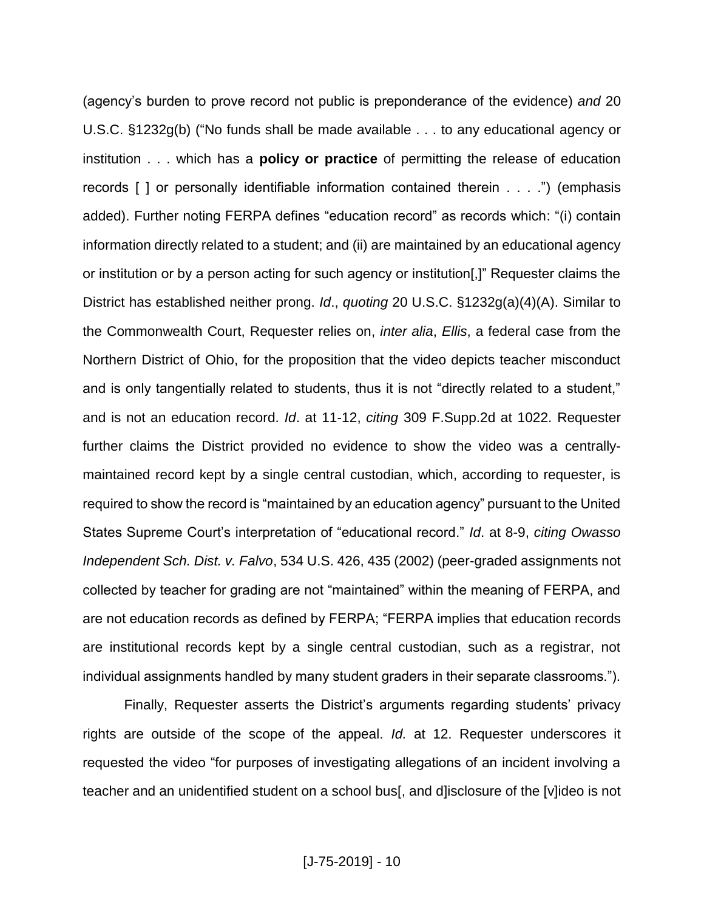(agency's burden to prove record not public is preponderance of the evidence) *and* 20 U.S.C. §1232g(b) ("No funds shall be made available . . . to any educational agency or institution . . . which has a **policy or practice** of permitting the release of education records [ ] or personally identifiable information contained therein . . . .") (emphasis added). Further noting FERPA defines "education record" as records which: "(i) contain information directly related to a student; and (ii) are maintained by an educational agency or institution or by a person acting for such agency or institution[,]" Requester claims the District has established neither prong. *Id*., *quoting* 20 U.S.C. §1232g(a)(4)(A). Similar to the Commonwealth Court, Requester relies on, *inter alia*, *Ellis*, a federal case from the Northern District of Ohio, for the proposition that the video depicts teacher misconduct and is only tangentially related to students, thus it is not "directly related to a student," and is not an education record. *Id*. at 11-12, *citing* 309 F.Supp.2d at 1022. Requester further claims the District provided no evidence to show the video was a centrally-maintained record kept by a single central custodian, which, according to requester, is required to show the record is "maintained by an education agency" pursuant to the United States Supreme Court's interpretation of "educational record." *Id*. at 8-9, *citing Owasso Independent Sch. Dist. v. Falvo*, 534 U.S. 426, 435 (2002) (peer-graded assignments not collected by teacher for grading are not "maintained" within the meaning of FERPA, and are not education records as defined by FERPA; "FERPA implies that education records are institutional records kept by a single central custodian, such as a registrar, not individual assignments handled by many student graders in their separate classrooms.").

Finally, Requester asserts the District's arguments regarding students' privacy rights are outside of the scope of the appeal. *Id.* at 12. Requester underscores it requested the video "for purposes of investigating allegations of an incident involving a teacher and an unidentified student on a school bus[, and d]isclosure of the [v]ideo is not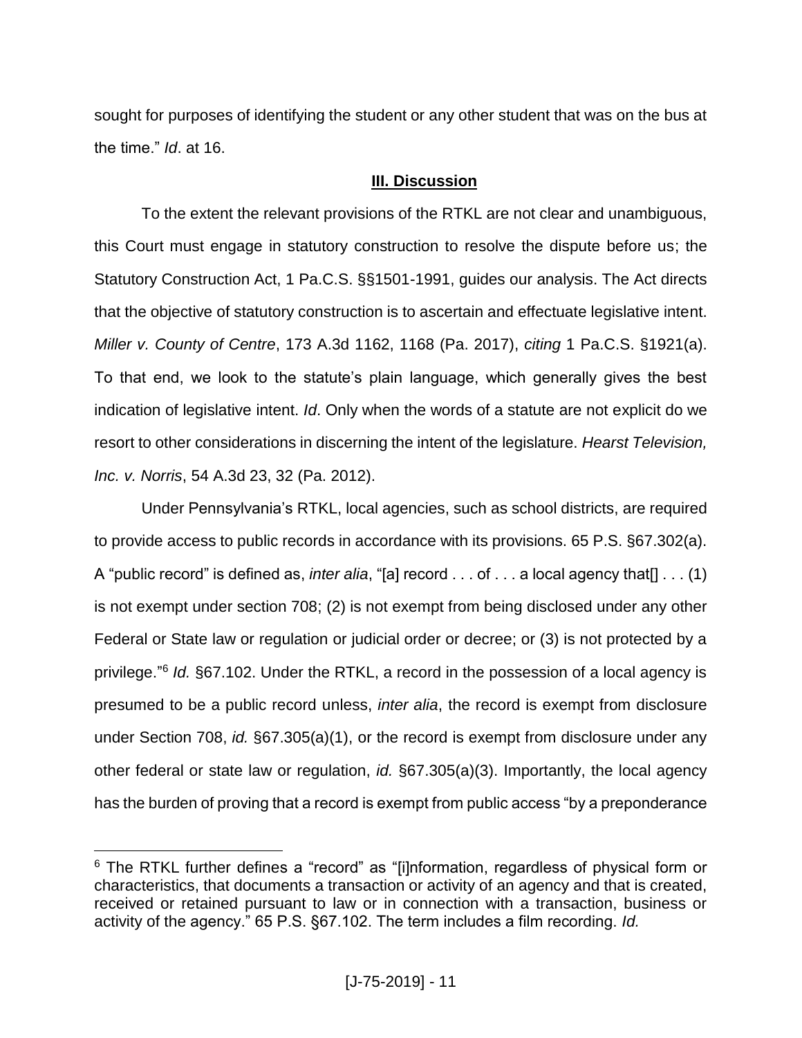sought for purposes of identifying the student or any other student that was on the bus at the time." *Id*. at 16.

## III. Discussion

To the extent the relevant provisions of the RTKL are not clear and unambiguous, this Court must engage in statutory construction to resolve the dispute before us; the Statutory Construction Act, 1 Pa.C.S. §§1501-1991, guides our analysis. The Act directs that the objective of statutory construction is to ascertain and effectuate legislative intent. *Miller v. County of Centre*, 173 A.3d 1162, 1168 (Pa. 2017), *citing* 1 Pa.C.S. §1921(a). To that end, we look to the statute's plain language, which generally gives the best indication of legislative intent. *Id*. Only when the words of a statute are not explicit do we resort to other considerations in discerning the intent of the legislature. *Hearst Television, Inc. v. Norris*, 54 A.3d 23, 32 (Pa. 2012).

Under Pennsylvania's RTKL, local agencies, such as school districts, are required to provide access to public records in accordance with its provisions. 65 P.S. §67.302(a). A "public record" is defined as, *inter alia*, "[a] record . . . of . . . a local agency that[] . . . (1) is not exempt under section 708; (2) is not exempt from being disclosed under any other Federal or State law or regulation or judicial order or decree; or (3) is not protected by a privilege."[6] *Id.* §67.102. Under the RTKL, a record in the possession of a local agency is presumed to be a public record unless, *inter alia*, the record is exempt from disclosure under Section 708, *id.* §67.305(a)(1), or the record is exempt from disclosure under any other federal or state law or regulation, *id.* §67.305(a)(3). Importantly, the local agency has the burden of proving that a record is exempt from public access "by a preponderance

---

[6] The RTKL further defines a "record" as "[i]nformation, regardless of physical form or characteristics, that documents a transaction or activity of an agency and that is created, received or retained pursuant to law or in connection with a transaction, business or activity of the agency." 65 P.S. §67.102. The term includes a film recording. *Id.*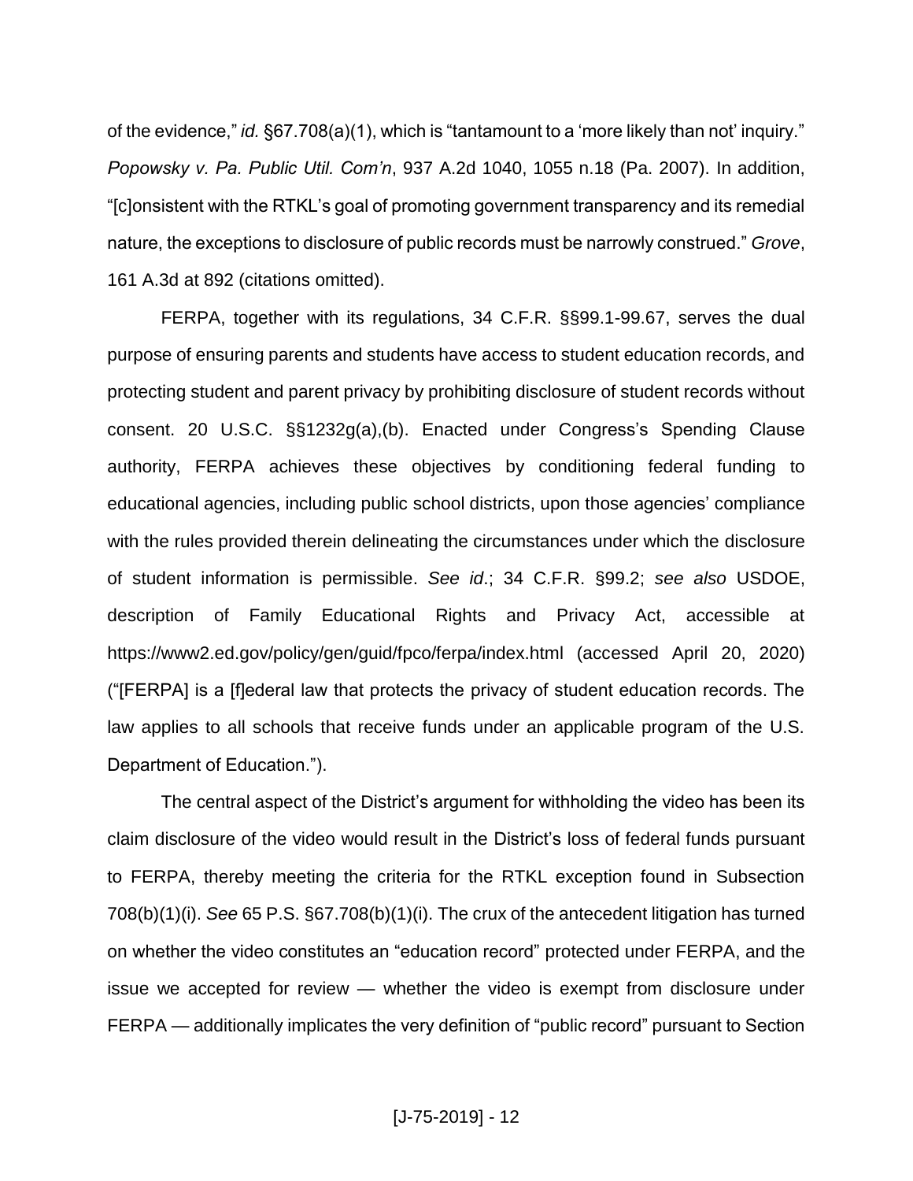of the evidence," *id.* §67.708(a)(1), which is "tantamount to a 'more likely than not' inquiry." *Popowsky v. Pa. Public Util. Com'n*, 937 A.2d 1040, 1055 n.18 (Pa. 2007). In addition, "[c]onsistent with the RTKL's goal of promoting government transparency and its remedial nature, the exceptions to disclosure of public records must be narrowly construed." *Grove*, 161 A.3d at 892 (citations omitted).

FERPA, together with its regulations, 34 C.F.R. §§99.1-99.67, serves the dual purpose of ensuring parents and students have access to student education records, and protecting student and parent privacy by prohibiting disclosure of student records without consent. 20 U.S.C. §§1232g(a),(b). Enacted under Congress's Spending Clause authority, FERPA achieves these objectives by conditioning federal funding to educational agencies, including public school districts, upon those agencies' compliance with the rules provided therein delineating the circumstances under which the disclosure of student information is permissible. *See id*.; 34 C.F.R. §99.2; *see also* USDOE, description of Family Educational Rights and Privacy Act, accessible at https://www2.ed.gov/policy/gen/guid/fpco/ferpa/index.html (accessed April 20, 2020) ("[FERPA] is a [f]ederal law that protects the privacy of student education records. The law applies to all schools that receive funds under an applicable program of the U.S. Department of Education.").

The central aspect of the District's argument for withholding the video has been its claim disclosure of the video would result in the District's loss of federal funds pursuant to FERPA, thereby meeting the criteria for the RTKL exception found in Subsection 708(b)(1)(i). *See* 65 P.S. §67.708(b)(1)(i). The crux of the antecedent litigation has turned on whether the video constitutes an "education record" protected under FERPA, and the issue we accepted for review — whether the video is exempt from disclosure under FERPA — additionally implicates the very definition of "public record" pursuant to Section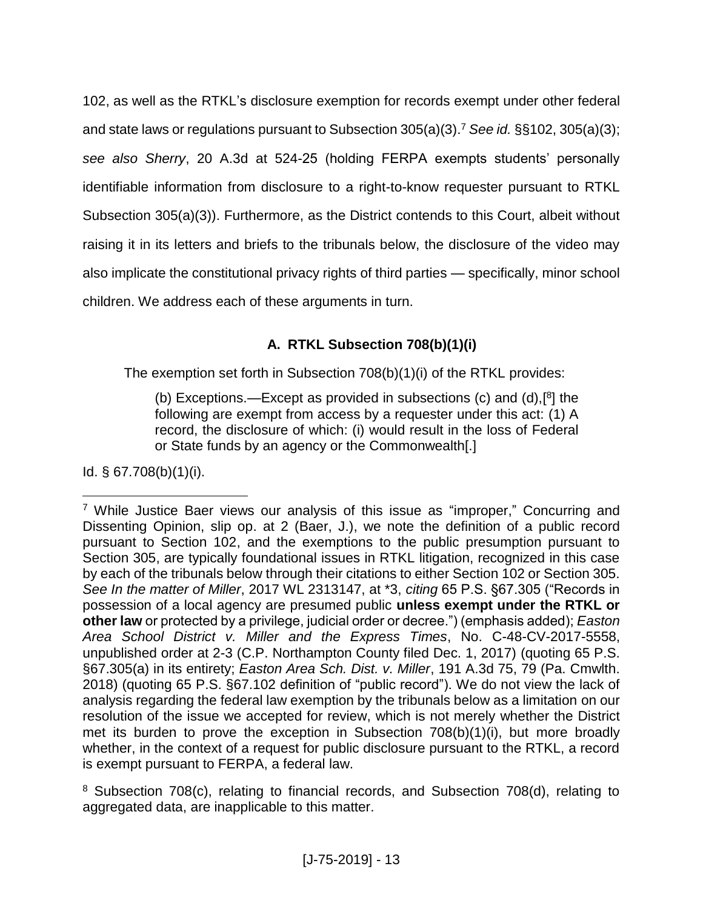102, as well as the RTKL's disclosure exemption for records exempt under other federal and state laws or regulations pursuant to Subsection 305(a)(3).[7] *See id.* §§102, 305(a)(3); *see also Sherry*, 20 A.3d at 524-25 (holding FERPA exempts students' personally identifiable information from disclosure to a right-to-know requester pursuant to RTKL Subsection 305(a)(3)). Furthermore, as the District contends to this Court, albeit without raising it in its letters and briefs to the tribunals below, the disclosure of the video may also implicate the constitutional privacy rights of third parties — specifically, minor school children. We address each of these arguments in turn.

### A. RTKL Subsection 708(b)(1)(i)

The exemption set forth in Subsection 708(b)(1)(i) of the RTKL provides:

> (b) Exceptions.—Except as provided in subsections (c) and (d),[[8]] the following are exempt from access by a requester under this act: (1) A record, the disclosure of which: (i) would result in the loss of Federal or State funds by an agency or the Commonwealth[.]

Id. § 67.708(b)(1)(i).

---

[7] While Justice Baer views our analysis of this issue as "improper," Concurring and Dissenting Opinion, slip op. at 2 (Baer, J.), we note the definition of a public record pursuant to Section 102, and the exemptions to the public presumption pursuant to Section 305, are typically foundational issues in RTKL litigation, recognized in this case by each of the tribunals below through their citations to either Section 102 or Section 305. *See In the matter of Miller*, 2017 WL 2313147, at *3, *citing* 65 P.S. §67.305 ("Records in possession of a local agency are presumed public **unless exempt under the RTKL or other law** or protected by a privilege, judicial order or decree.") (emphasis added); *Easton Area School District v. Miller and the Express Times*, No. C-48-CV-2017-5558, unpublished order at 2-3 (C.P. Northampton County filed Dec. 1, 2017) (quoting 65 P.S. §67.305(a) in its entirety; *Easton Area Sch. Dist. v. Miller*, 191 A.3d 75, 79 (Pa. Cmwlth. 2018) (quoting 65 P.S. §67.102 definition of "public record"). We do not view the lack of analysis regarding the federal law exemption by the tribunals below as a limitation on our resolution of the issue we accepted for review, which is not merely whether the District met its burden to prove the exception in Subsection 708(b)(1)(i), but more broadly whether, in the context of a request for public disclosure pursuant to the RTKL, a record is exempt pursuant to FERPA, a federal law.

[8] Subsection 708(c), relating to financial records, and Subsection 708(d), relating to aggregated data, are inapplicable to this matter.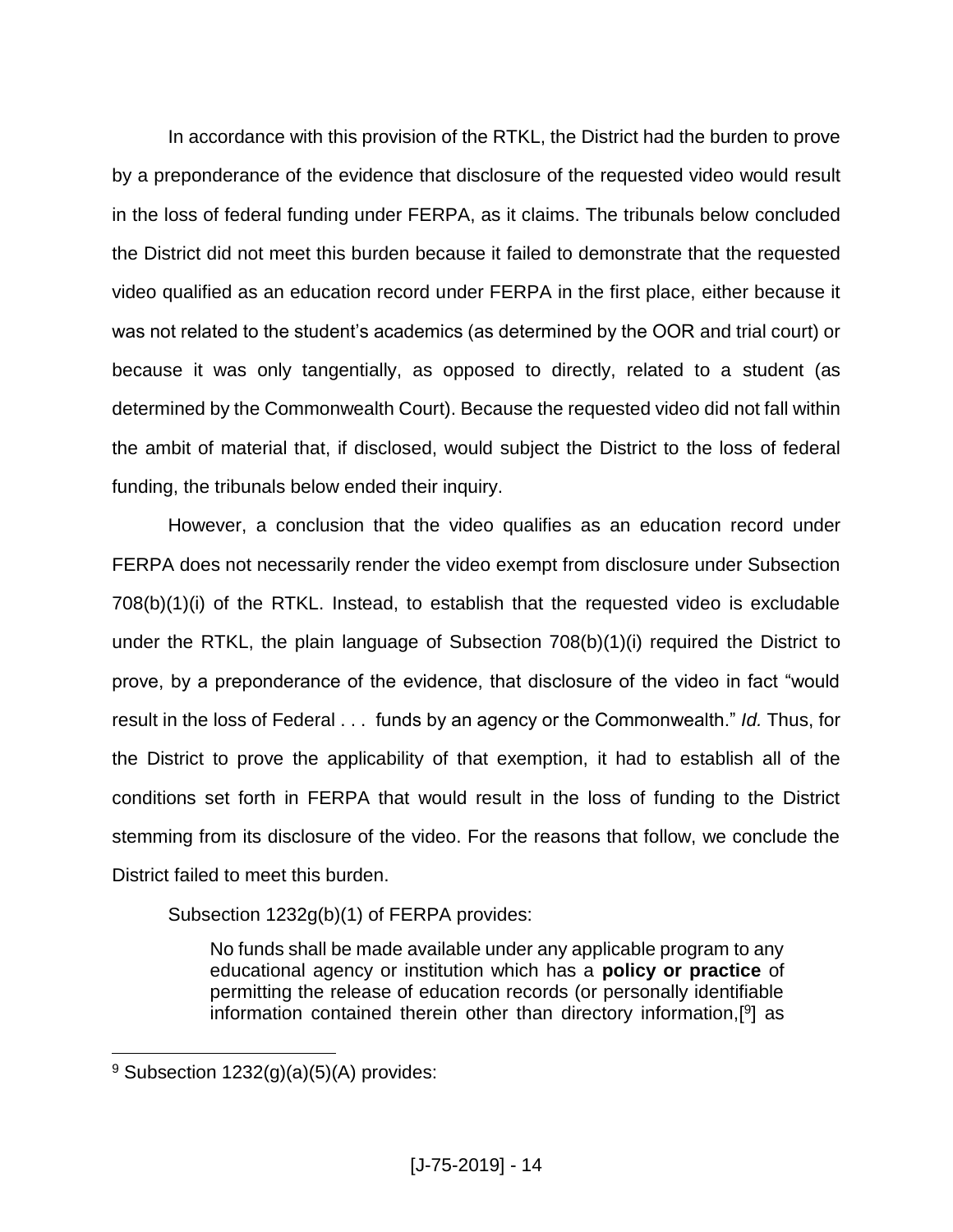In accordance with this provision of the RTKL, the District had the burden to prove by a preponderance of the evidence that disclosure of the requested video would result in the loss of federal funding under FERPA, as it claims. The tribunals below concluded the District did not meet this burden because it failed to demonstrate that the requested video qualified as an education record under FERPA in the first place, either because it was not related to the student's academics (as determined by the OOR and trial court) or because it was only tangentially, as opposed to directly, related to a student (as determined by the Commonwealth Court). Because the requested video did not fall within the ambit of material that, if disclosed, would subject the District to the loss of federal funding, the tribunals below ended their inquiry.

However, a conclusion that the video qualifies as an education record under FERPA does not necessarily render the video exempt from disclosure under Subsection 708(b)(1)(i) of the RTKL. Instead, to establish that the requested video is excludable under the RTKL, the plain language of Subsection 708(b)(1)(i) required the District to prove, by a preponderance of the evidence, that disclosure of the video in fact "would result in the loss of Federal . . . funds by an agency or the Commonwealth." *Id.* Thus, for the District to prove the applicability of that exemption, it had to establish all of the conditions set forth in FERPA that would result in the loss of funding to the District stemming from its disclosure of the video. For the reasons that follow, we conclude the District failed to meet this burden.

Subsection 1232g(b)(1) of FERPA provides:

> No funds shall be made available under any applicable program to any educational agency or institution which has a **policy or practice** of permitting the release of education records (or personally identifiable information contained therein other than directory information,[9] as

---

[9] Subsection 1232(g)(a)(5)(A) provides: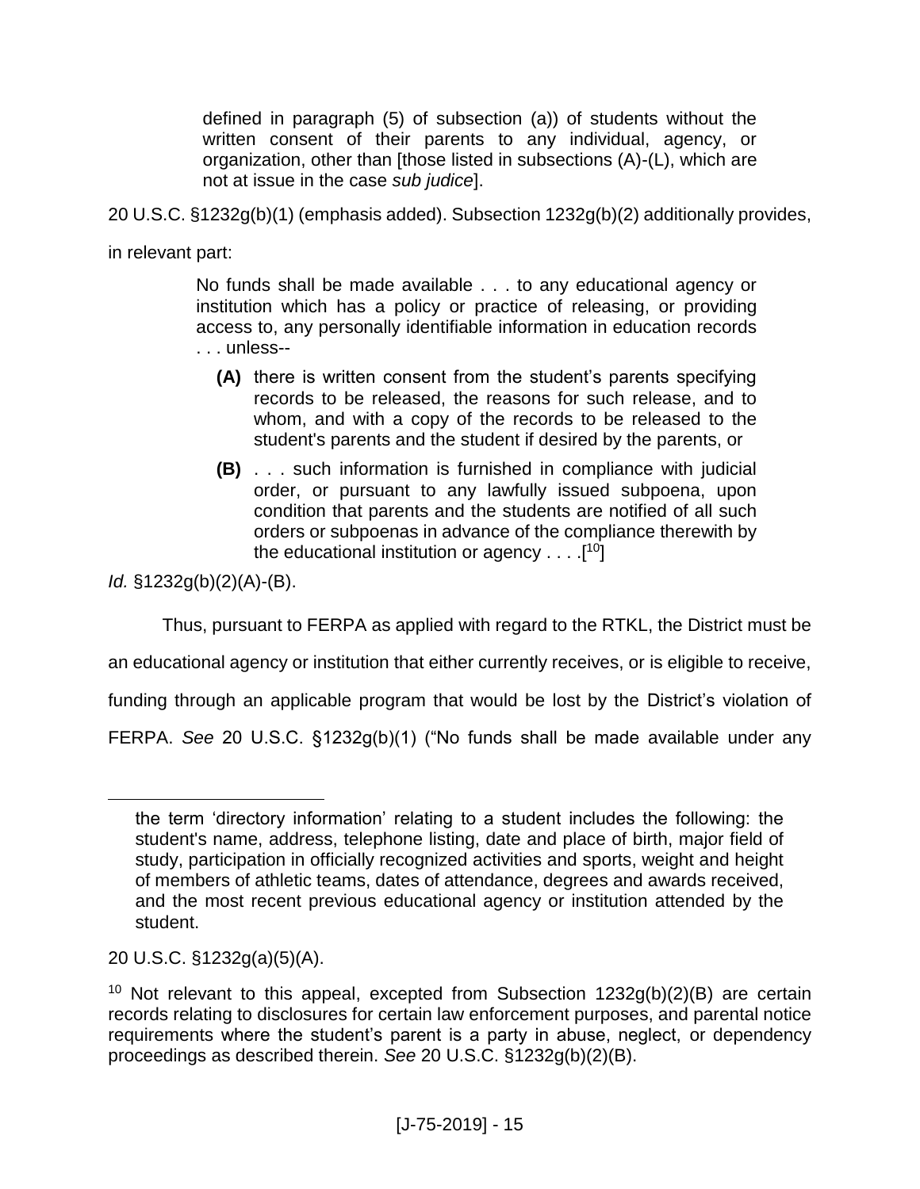> defined in paragraph (5) of subsection (a)) of students without the written consent of their parents to any individual, agency, or organization, other than [those listed in subsections (A)-(L), which are not at issue in the case *sub judice*].

20 U.S.C. §1232g(b)(1) (emphasis added). Subsection 1232g(b)(2) additionally provides, in relevant part:

> No funds shall be made available . . . to any educational agency or institution which has a policy or practice of releasing, or providing access to, any personally identifiable information in education records . . . unless--
>
> **(A)** there is written consent from the student's parents specifying records to be released, the reasons for such release, and to whom, and with a copy of the records to be released to the student's parents and the student if desired by the parents, or
>
> **(B)** . . . such information is furnished in compliance with judicial order, or pursuant to any lawfully issued subpoena, upon condition that parents and the students are notified of all such orders or subpoenas in advance of the compliance therewith by the educational institution or agency . . . .[10]

*Id.* §1232g(b)(2)(A)-(B).

Thus, pursuant to FERPA as applied with regard to the RTKL, the District must be an educational agency or institution that either currently receives, or is eligible to receive, funding through an applicable program that would be lost by the District's violation of FERPA. *See* 20 U.S.C. §1232g(b)(1) ("No funds shall be made available under any

---

> the term 'directory information' relating to a student includes the following: the student's name, address, telephone listing, date and place of birth, major field of study, participation in officially recognized activities and sports, weight and height of members of athletic teams, dates of attendance, degrees and awards received, and the most recent previous educational agency or institution attended by the student.

20 U.S.C. §1232g(a)(5)(A).

[10] Not relevant to this appeal, excepted from Subsection 1232g(b)(2)(B) are certain records relating to disclosures for certain law enforcement purposes, and parental notice requirements where the student's parent is a party in abuse, neglect, or dependency proceedings as described therein. *See* 20 U.S.C. §1232g(b)(2)(B).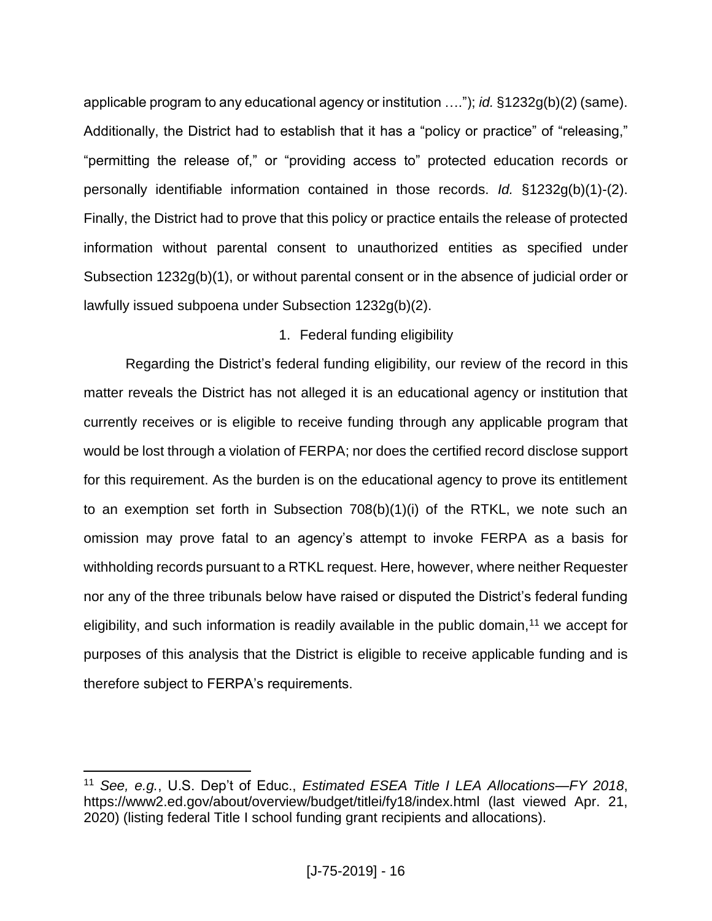applicable program to any educational agency or institution …."); *id.* §1232g(b)(2) (same). Additionally, the District had to establish that it has a "policy or practice" of "releasing," "permitting the release of," or "providing access to" protected education records or personally identifiable information contained in those records. *Id.* §1232g(b)(1)-(2). Finally, the District had to prove that this policy or practice entails the release of protected information without parental consent to unauthorized entities as specified under Subsection 1232g(b)(1), or without parental consent or in the absence of judicial order or lawfully issued subpoena under Subsection 1232g(b)(2).

1. Federal funding eligibility

Regarding the District's federal funding eligibility, our review of the record in this matter reveals the District has not alleged it is an educational agency or institution that currently receives or is eligible to receive funding through any applicable program that would be lost through a violation of FERPA; nor does the certified record disclose support for this requirement. As the burden is on the educational agency to prove its entitlement to an exemption set forth in Subsection 708(b)(1)(i) of the RTKL, we note such an omission may prove fatal to an agency's attempt to invoke FERPA as a basis for withholding records pursuant to a RTKL request. Here, however, where neither Requester nor any of the three tribunals below have raised or disputed the District's federal funding eligibility, and such information is readily available in the public domain,[11] we accept for purposes of this analysis that the District is eligible to receive applicable funding and is therefore subject to FERPA's requirements.

---

[11] *See, e.g.*, U.S. Dep't of Educ., *Estimated ESEA Title I LEA Allocations—FY 2018*, https://www2.ed.gov/about/overview/budget/titlei/fy18/index.html (last viewed Apr. 21, 2020) (listing federal Title I school funding grant recipients and allocations).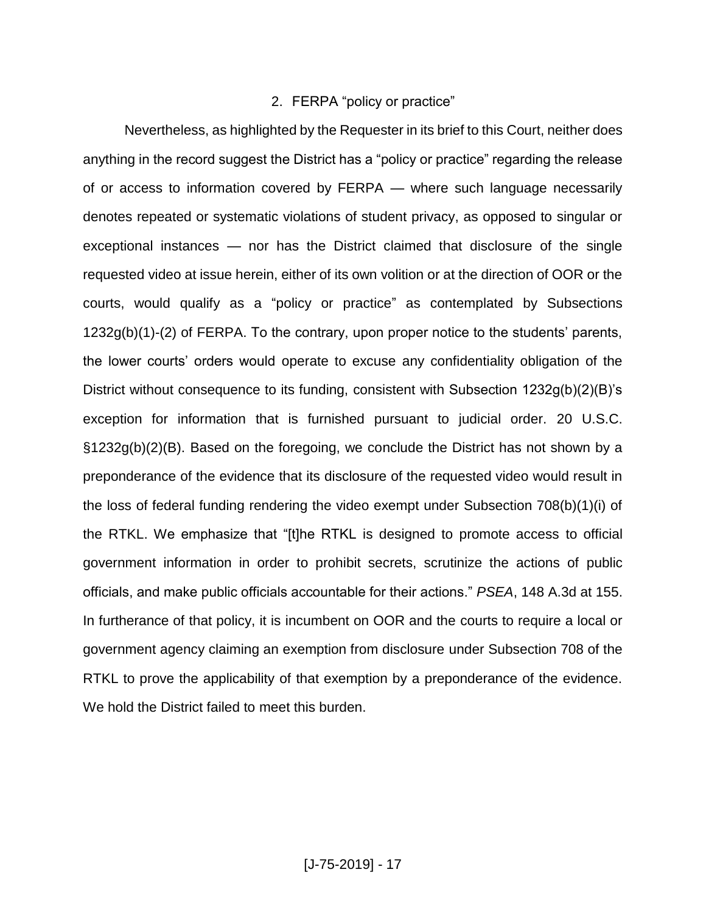### 2. FERPA "policy or practice"

Nevertheless, as highlighted by the Requester in its brief to this Court, neither does anything in the record suggest the District has a "policy or practice" regarding the release of or access to information covered by FERPA — where such language necessarily denotes repeated or systematic violations of student privacy, as opposed to singular or exceptional instances — nor has the District claimed that disclosure of the single requested video at issue herein, either of its own volition or at the direction of OOR or the courts, would qualify as a "policy or practice" as contemplated by Subsections 1232g(b)(1)-(2) of FERPA. To the contrary, upon proper notice to the students' parents, the lower courts' orders would operate to excuse any confidentiality obligation of the District without consequence to its funding, consistent with Subsection 1232g(b)(2)(B)'s exception for information that is furnished pursuant to judicial order. 20 U.S.C. §1232g(b)(2)(B). Based on the foregoing, we conclude the District has not shown by a preponderance of the evidence that its disclosure of the requested video would result in the loss of federal funding rendering the video exempt under Subsection 708(b)(1)(i) of the RTKL. We emphasize that "[t]he RTKL is designed to promote access to official government information in order to prohibit secrets, scrutinize the actions of public officials, and make public officials accountable for their actions." *PSEA*, 148 A.3d at 155. In furtherance of that policy, it is incumbent on OOR and the courts to require a local or government agency claiming an exemption from disclosure under Subsection 708 of the RTKL to prove the applicability of that exemption by a preponderance of the evidence. We hold the District failed to meet this burden.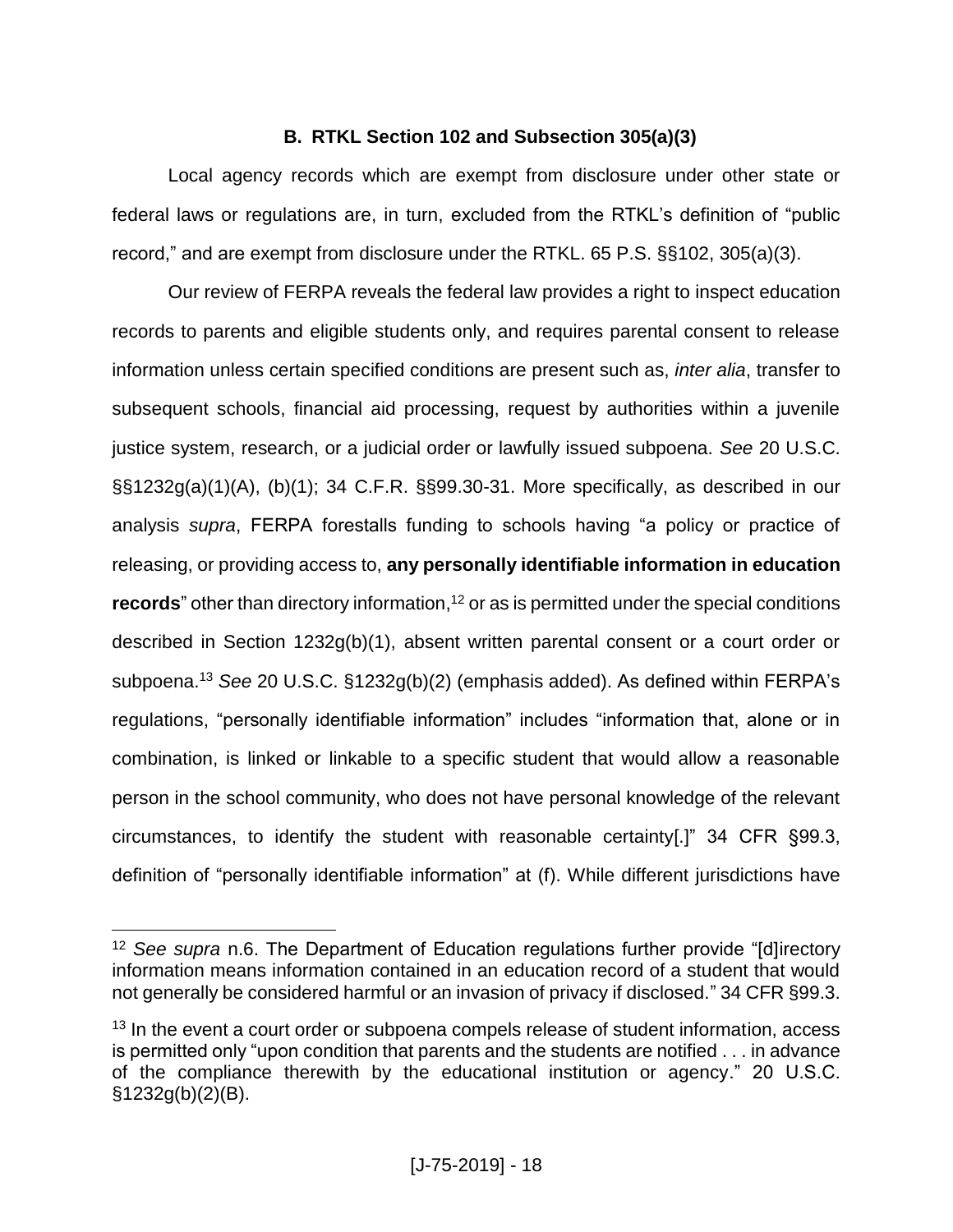### B. RTKL Section 102 and Subsection 305(a)(3)

Local agency records which are exempt from disclosure under other state or federal laws or regulations are, in turn, excluded from the RTKL's definition of "public record," and are exempt from disclosure under the RTKL. 65 P.S. §§102, 305(a)(3).

Our review of FERPA reveals the federal law provides a right to inspect education records to parents and eligible students only, and requires parental consent to release information unless certain specified conditions are present such as, *inter alia*, transfer to subsequent schools, financial aid processing, request by authorities within a juvenile justice system, research, or a judicial order or lawfully issued subpoena. *See* 20 U.S.C. §§1232g(a)(1)(A), (b)(1); 34 C.F.R. §§99.30-31. More specifically, as described in our analysis *supra*, FERPA forestalls funding to schools having "a policy or practice of releasing, or providing access to, **any personally identifiable information in education records**" other than directory information,[12] or as is permitted under the special conditions described in Section 1232g(b)(1), absent written parental consent or a court order or subpoena.[13] *See* 20 U.S.C. §1232g(b)(2) (emphasis added). As defined within FERPA's regulations, "personally identifiable information" includes "information that, alone or in combination, is linked or linkable to a specific student that would allow a reasonable person in the school community, who does not have personal knowledge of the relevant circumstances, to identify the student with reasonable certainty[.]" 34 CFR §99.3, definition of "personally identifiable information" at (f). While different jurisdictions have

---

[12] *See supra* n.6. The Department of Education regulations further provide "[d]irectory information means information contained in an education record of a student that would not generally be considered harmful or an invasion of privacy if disclosed." 34 CFR §99.3.

[13] In the event a court order or subpoena compels release of student information, access is permitted only "upon condition that parents and the students are notified . . . in advance of the compliance therewith by the educational institution or agency." 20 U.S.C. §1232g(b)(2)(B).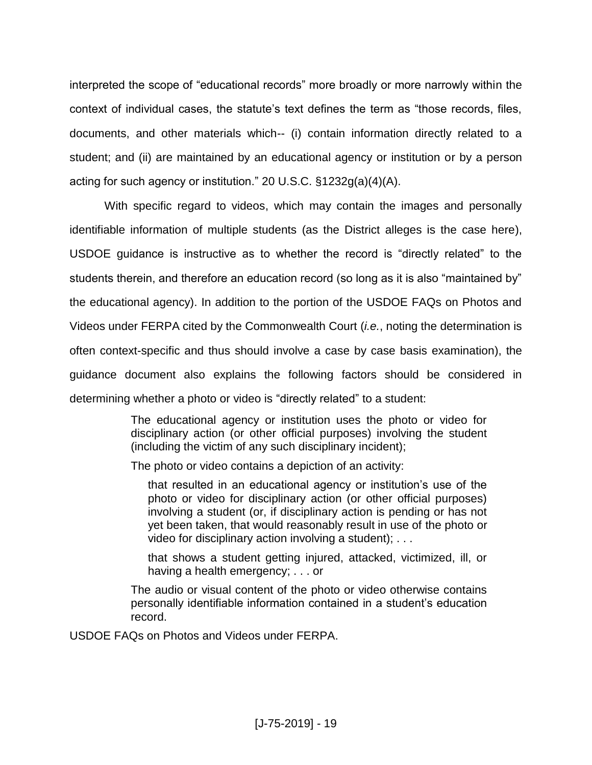interpreted the scope of "educational records" more broadly or more narrowly within the context of individual cases, the statute's text defines the term as "those records, files, documents, and other materials which-- (i) contain information directly related to a student; and (ii) are maintained by an educational agency or institution or by a person acting for such agency or institution." 20 U.S.C. §1232g(a)(4)(A).

With specific regard to videos, which may contain the images and personally identifiable information of multiple students (as the District alleges is the case here), USDOE guidance is instructive as to whether the record is "directly related" to the students therein, and therefore an education record (so long as it is also "maintained by" the educational agency). In addition to the portion of the USDOE FAQs on Photos and Videos under FERPA cited by the Commonwealth Court (*i.e.*, noting the determination is often context-specific and thus should involve a case by case basis examination), the guidance document also explains the following factors should be considered in determining whether a photo or video is "directly related" to a student:

> The educational agency or institution uses the photo or video for disciplinary action (or other official purposes) involving the student (including the victim of any such disciplinary incident);
>
> The photo or video contains a depiction of an activity:
>
>> that resulted in an educational agency or institution's use of the photo or video for disciplinary action (or other official purposes) involving a student (or, if disciplinary action is pending or has not yet been taken, that would reasonably result in use of the photo or video for disciplinary action involving a student); . . .
>>
>> that shows a student getting injured, attacked, victimized, ill, or having a health emergency; . . . or
>
> The audio or visual content of the photo or video otherwise contains personally identifiable information contained in a student's education record.

USDOE FAQs on Photos and Videos under FERPA.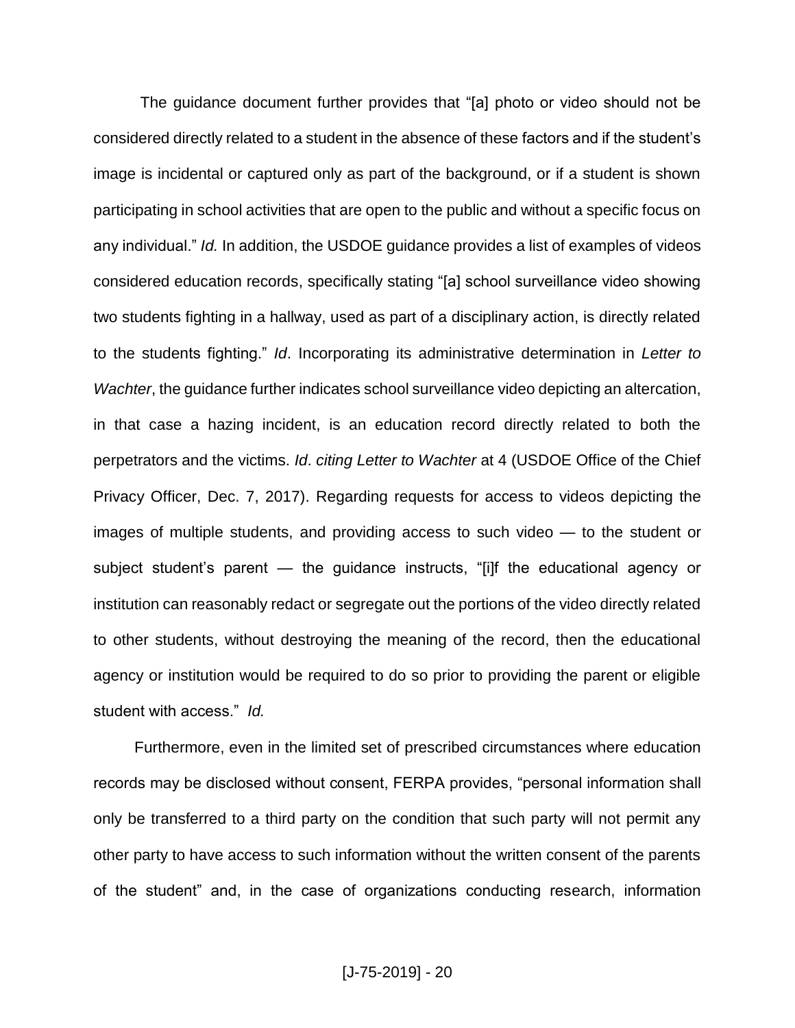The guidance document further provides that "[a] photo or video should not be considered directly related to a student in the absence of these factors and if the student's image is incidental or captured only as part of the background, or if a student is shown participating in school activities that are open to the public and without a specific focus on any individual." *Id.* In addition, the USDOE guidance provides a list of examples of videos considered education records, specifically stating "[a] school surveillance video showing two students fighting in a hallway, used as part of a disciplinary action, is directly related to the students fighting." *Id*. Incorporating its administrative determination in *Letter to Wachter*, the guidance further indicates school surveillance video depicting an altercation, in that case a hazing incident, is an education record directly related to both the perpetrators and the victims. *Id*. *citing Letter to Wachter* at 4 (USDOE Office of the Chief Privacy Officer, Dec. 7, 2017). Regarding requests for access to videos depicting the images of multiple students, and providing access to such video — to the student or subject student's parent — the guidance instructs, "[i]f the educational agency or institution can reasonably redact or segregate out the portions of the video directly related to other students, without destroying the meaning of the record, then the educational agency or institution would be required to do so prior to providing the parent or eligible student with access." *Id.*

Furthermore, even in the limited set of prescribed circumstances where education records may be disclosed without consent, FERPA provides, "personal information shall only be transferred to a third party on the condition that such party will not permit any other party to have access to such information without the written consent of the parents of the student" and, in the case of organizations conducting research, information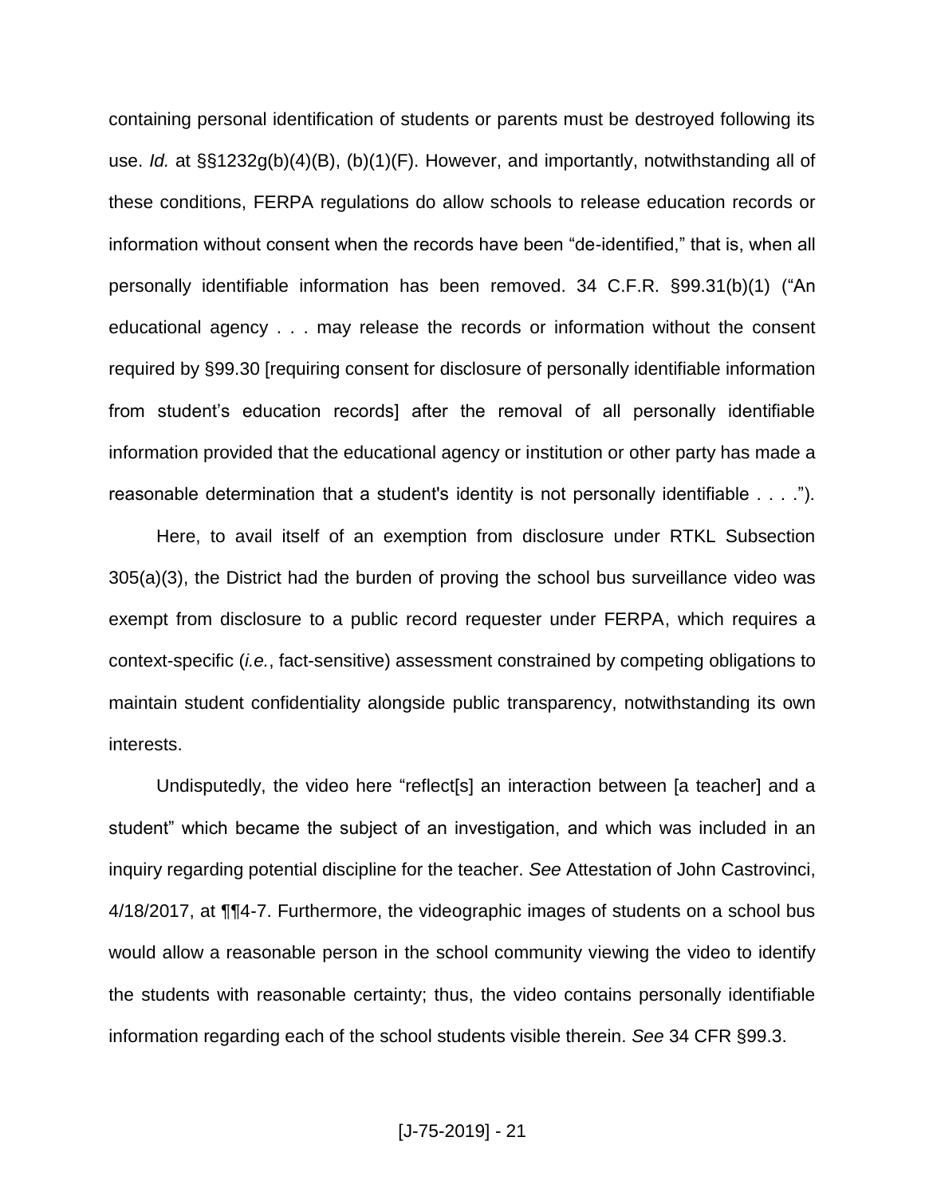containing personal identification of students or parents must be destroyed following its use. *Id.* at §§1232g(b)(4)(B), (b)(1)(F). However, and importantly, notwithstanding all of these conditions, FERPA regulations do allow schools to release education records or information without consent when the records have been "de-identified," that is, when all personally identifiable information has been removed. 34 C.F.R. §99.31(b)(1) ("An educational agency . . . may release the records or information without the consent required by §99.30 [requiring consent for disclosure of personally identifiable information from student's education records] after the removal of all personally identifiable information provided that the educational agency or institution or other party has made a reasonable determination that a student's identity is not personally identifiable . . . .").

Here, to avail itself of an exemption from disclosure under RTKL Subsection 305(a)(3), the District had the burden of proving the school bus surveillance video was exempt from disclosure to a public record requester under FERPA, which requires a context-specific (*i.e.*, fact-sensitive) assessment constrained by competing obligations to maintain student confidentiality alongside public transparency, notwithstanding its own interests.

Undisputedly, the video here "reflect[s] an interaction between [a teacher] and a student" which became the subject of an investigation, and which was included in an inquiry regarding potential discipline for the teacher. *See* Attestation of John Castrovinci, 4/18/2017, at ¶¶4-7. Furthermore, the videographic images of students on a school bus would allow a reasonable person in the school community viewing the video to identify the students with reasonable certainty; thus, the video contains personally identifiable information regarding each of the school students visible therein. *See* 34 CFR §99.3.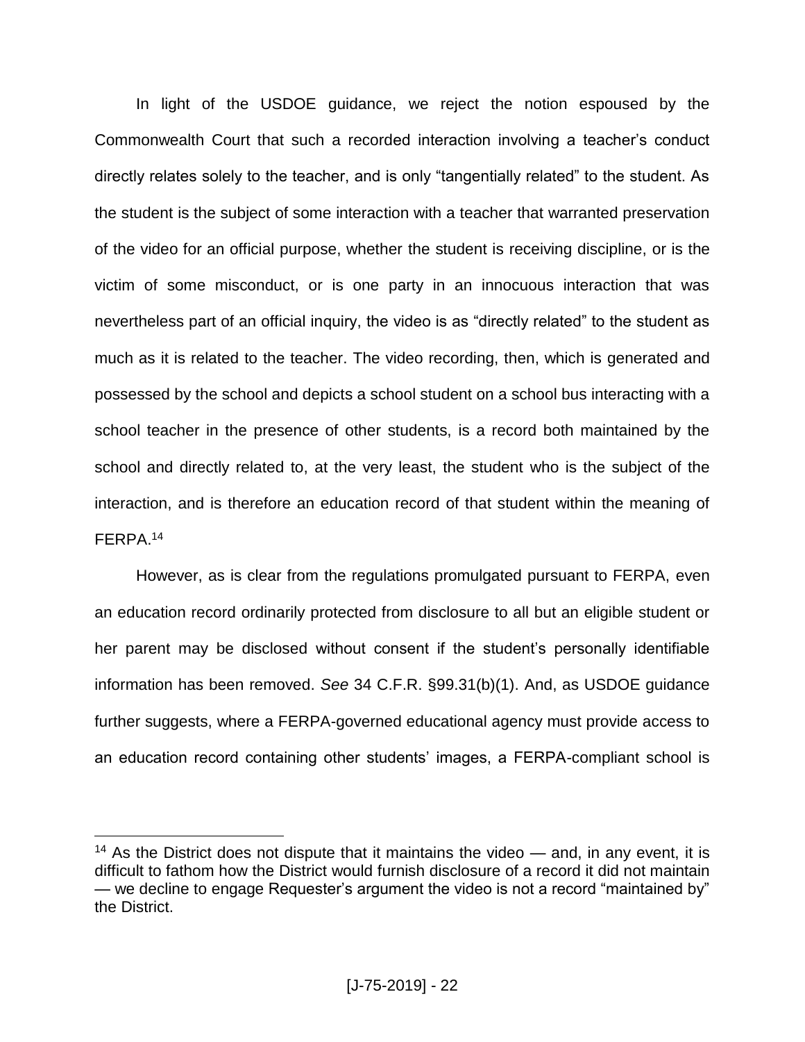In light of the USDOE guidance, we reject the notion espoused by the Commonwealth Court that such a recorded interaction involving a teacher's conduct directly relates solely to the teacher, and is only "tangentially related" to the student. As the student is the subject of some interaction with a teacher that warranted preservation of the video for an official purpose, whether the student is receiving discipline, or is the victim of some misconduct, or is one party in an innocuous interaction that was nevertheless part of an official inquiry, the video is as "directly related" to the student as much as it is related to the teacher. The video recording, then, which is generated and possessed by the school and depicts a school student on a school bus interacting with a school teacher in the presence of other students, is a record both maintained by the school and directly related to, at the very least, the student who is the subject of the interaction, and is therefore an education record of that student within the meaning of FERPA.[14]

However, as is clear from the regulations promulgated pursuant to FERPA, even an education record ordinarily protected from disclosure to all but an eligible student or her parent may be disclosed without consent if the student's personally identifiable information has been removed. *See* 34 C.F.R. §99.31(b)(1). And, as USDOE guidance further suggests, where a FERPA-governed educational agency must provide access to an education record containing other students' images, a FERPA-compliant school is

[14] As the District does not dispute that it maintains the video — and, in any event, it is difficult to fathom how the District would furnish disclosure of a record it did not maintain — we decline to engage Requester's argument the video is not a record "maintained by" the District.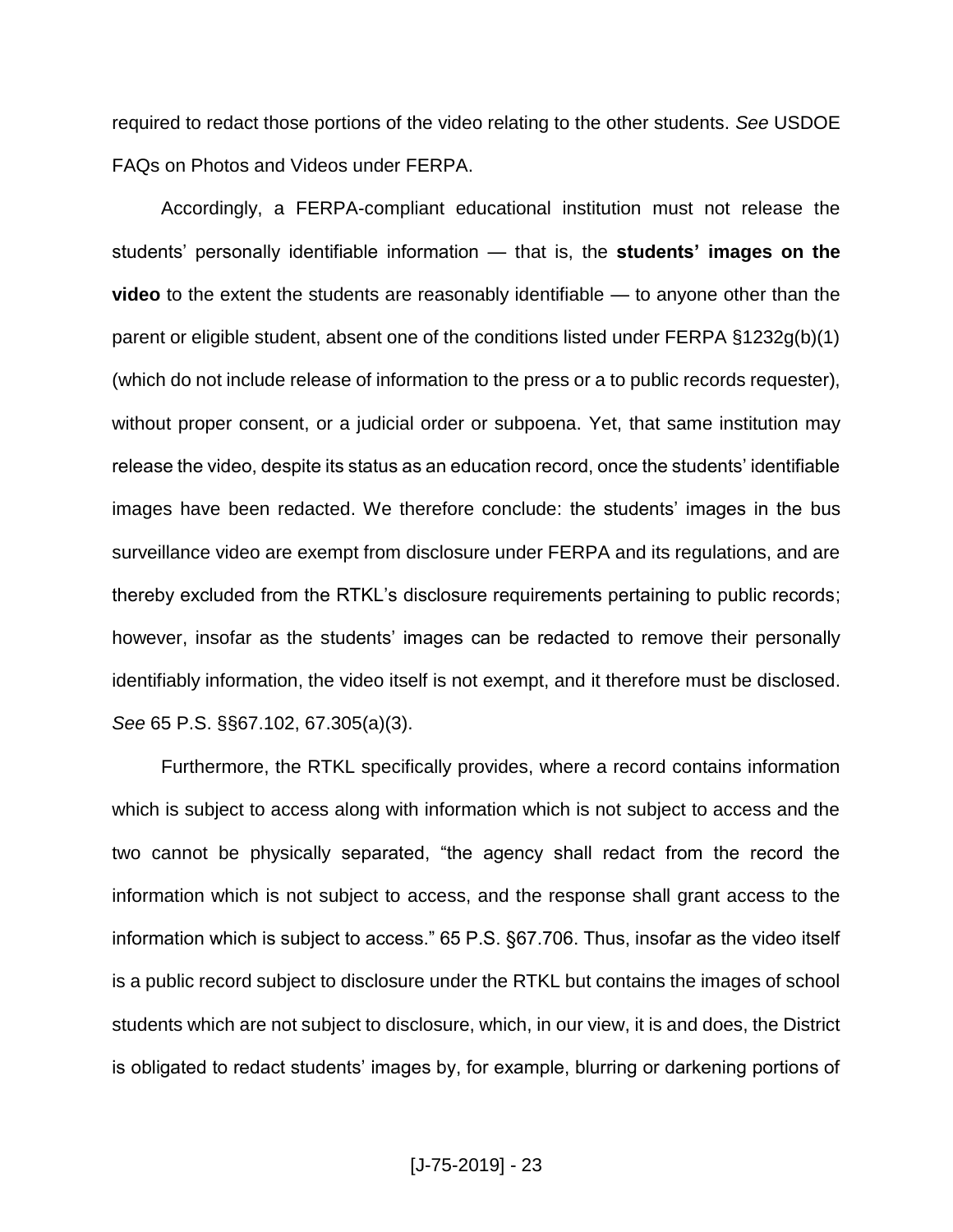required to redact those portions of the video relating to the other students. *See* USDOE FAQs on Photos and Videos under FERPA.

Accordingly, a FERPA-compliant educational institution must not release the students' personally identifiable information — that is, the **students' images on the video** to the extent the students are reasonably identifiable — to anyone other than the parent or eligible student, absent one of the conditions listed under FERPA §1232g(b)(1) (which do not include release of information to the press or a to public records requester), without proper consent, or a judicial order or subpoena. Yet, that same institution may release the video, despite its status as an education record, once the students' identifiable images have been redacted. We therefore conclude: the students' images in the bus surveillance video are exempt from disclosure under FERPA and its regulations, and are thereby excluded from the RTKL's disclosure requirements pertaining to public records; however, insofar as the students' images can be redacted to remove their personally identifiably information, the video itself is not exempt, and it therefore must be disclosed. *See* 65 P.S. §§67.102, 67.305(a)(3).

Furthermore, the RTKL specifically provides, where a record contains information which is subject to access along with information which is not subject to access and the two cannot be physically separated, "the agency shall redact from the record the information which is not subject to access, and the response shall grant access to the information which is subject to access." 65 P.S. §67.706. Thus, insofar as the video itself is a public record subject to disclosure under the RTKL but contains the images of school students which are not subject to disclosure, which, in our view, it is and does, the District is obligated to redact students' images by, for example, blurring or darkening portions of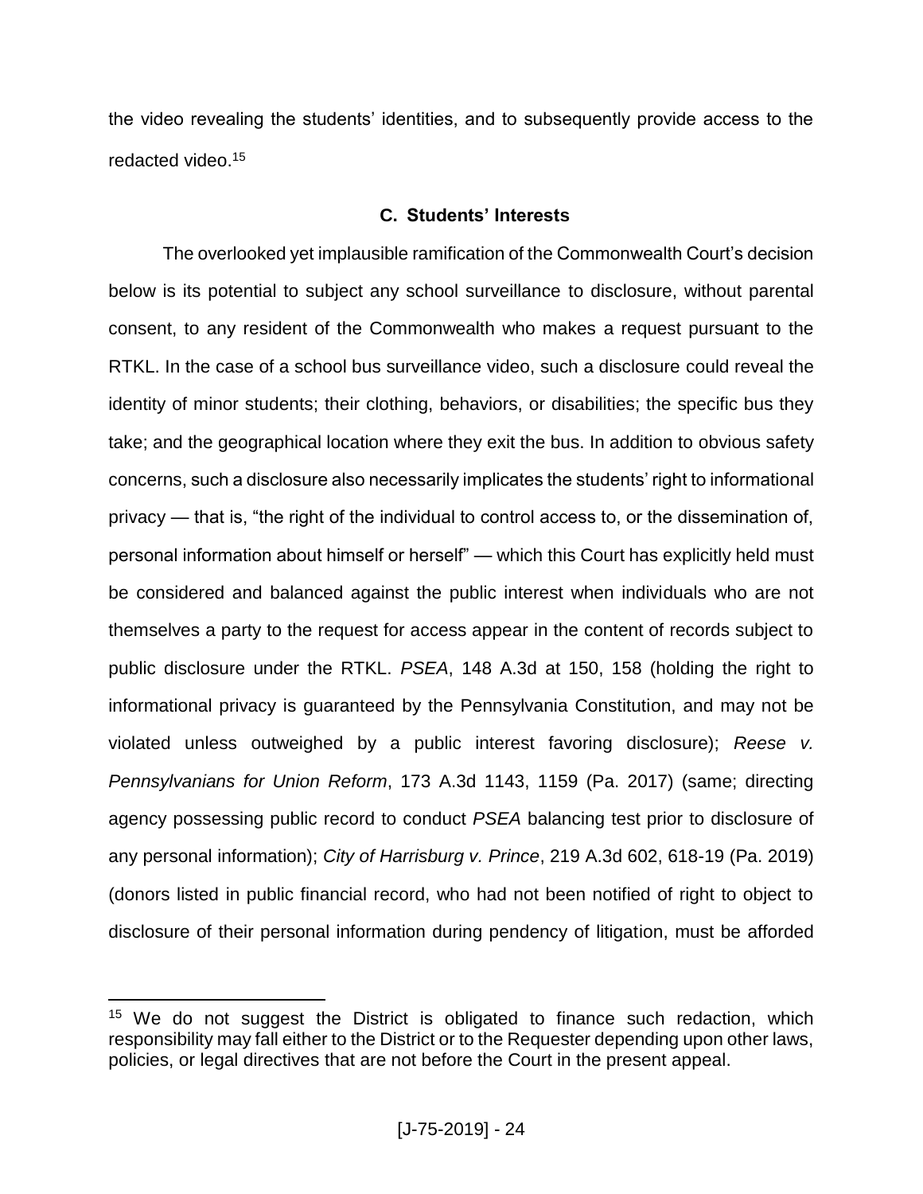the video revealing the students' identities, and to subsequently provide access to the redacted video.[15]

### C. Students' Interests

The overlooked yet implausible ramification of the Commonwealth Court's decision below is its potential to subject any school surveillance to disclosure, without parental consent, to any resident of the Commonwealth who makes a request pursuant to the RTKL. In the case of a school bus surveillance video, such a disclosure could reveal the identity of minor students; their clothing, behaviors, or disabilities; the specific bus they take; and the geographical location where they exit the bus. In addition to obvious safety concerns, such a disclosure also necessarily implicates the students' right to informational privacy — that is, "the right of the individual to control access to, or the dissemination of, personal information about himself or herself" — which this Court has explicitly held must be considered and balanced against the public interest when individuals who are not themselves a party to the request for access appear in the content of records subject to public disclosure under the RTKL. *PSEA*, 148 A.3d at 150, 158 (holding the right to informational privacy is guaranteed by the Pennsylvania Constitution, and may not be violated unless outweighed by a public interest favoring disclosure); *Reese v. Pennsylvanians for Union Reform*, 173 A.3d 1143, 1159 (Pa. 2017) (same; directing agency possessing public record to conduct *PSEA* balancing test prior to disclosure of any personal information); *City of Harrisburg v. Prince*, 219 A.3d 602, 618-19 (Pa. 2019) (donors listed in public financial record, who had not been notified of right to object to disclosure of their personal information during pendency of litigation, must be afforded

---

[15] We do not suggest the District is obligated to finance such redaction, which responsibility may fall either to the District or to the Requester depending upon other laws, policies, or legal directives that are not before the Court in the present appeal.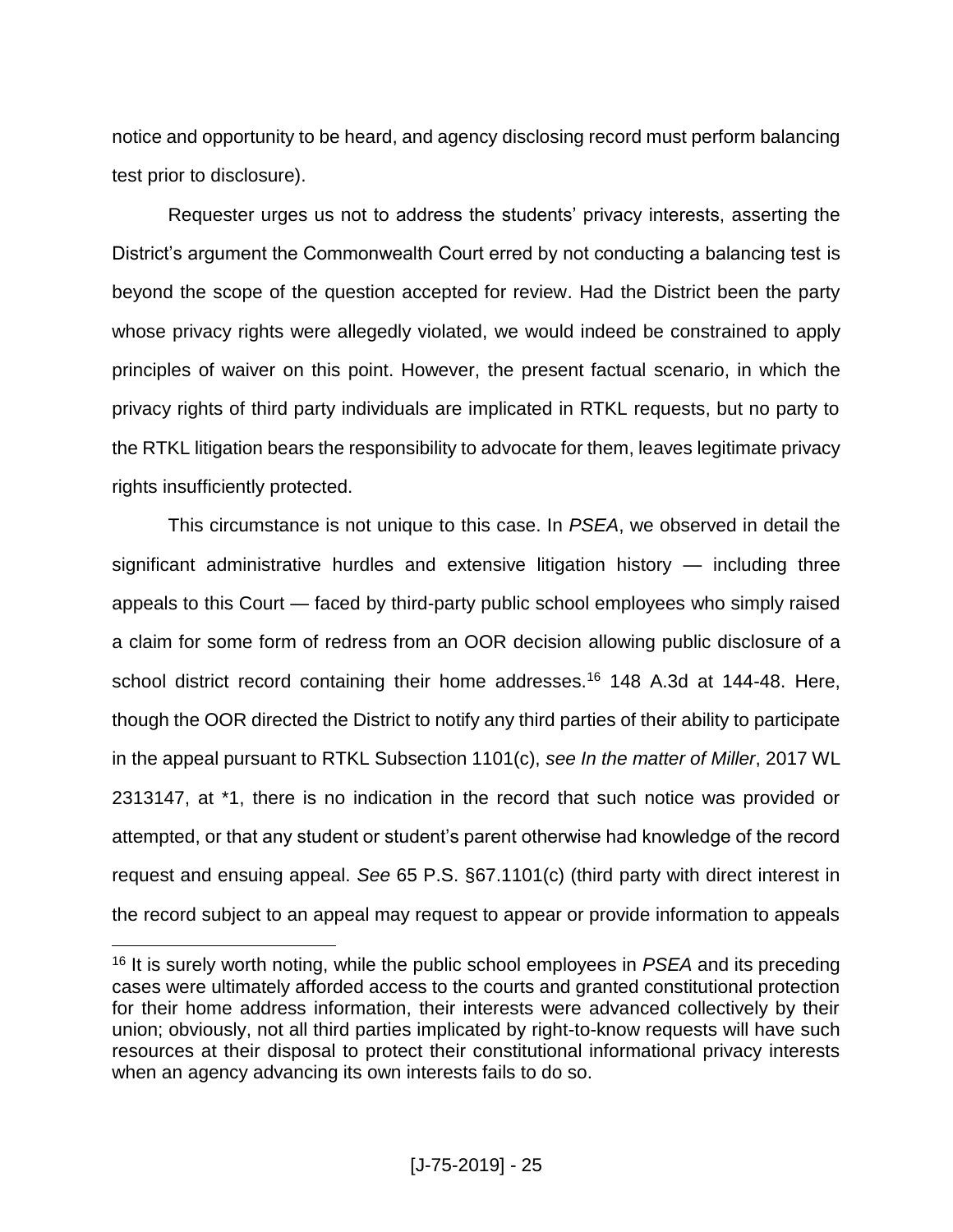notice and opportunity to be heard, and agency disclosing record must perform balancing test prior to disclosure).

Requester urges us not to address the students' privacy interests, asserting the District's argument the Commonwealth Court erred by not conducting a balancing test is beyond the scope of the question accepted for review. Had the District been the party whose privacy rights were allegedly violated, we would indeed be constrained to apply principles of waiver on this point. However, the present factual scenario, in which the privacy rights of third party individuals are implicated in RTKL requests, but no party to the RTKL litigation bears the responsibility to advocate for them, leaves legitimate privacy rights insufficiently protected.

This circumstance is not unique to this case. In *PSEA*, we observed in detail the significant administrative hurdles and extensive litigation history — including three appeals to this Court — faced by third-party public school employees who simply raised a claim for some form of redress from an OOR decision allowing public disclosure of a school district record containing their home addresses.[16] 148 A.3d at 144-48. Here, though the OOR directed the District to notify any third parties of their ability to participate in the appeal pursuant to RTKL Subsection 1101(c), *see In the matter of Miller*, 2017 WL 2313147, at *1, there is no indication in the record that such notice was provided or attempted, or that any student or student's parent otherwise had knowledge of the record request and ensuing appeal. *See* 65 P.S. §67.1101(c) (third party with direct interest in the record subject to an appeal may request to appear or provide information to appeals

[16] It is surely worth noting, while the public school employees in *PSEA* and its preceding cases were ultimately afforded access to the courts and granted constitutional protection for their home address information, their interests were advanced collectively by their union; obviously, not all third parties implicated by right-to-know requests will have such resources at their disposal to protect their constitutional informational privacy interests when an agency advancing its own interests fails to do so.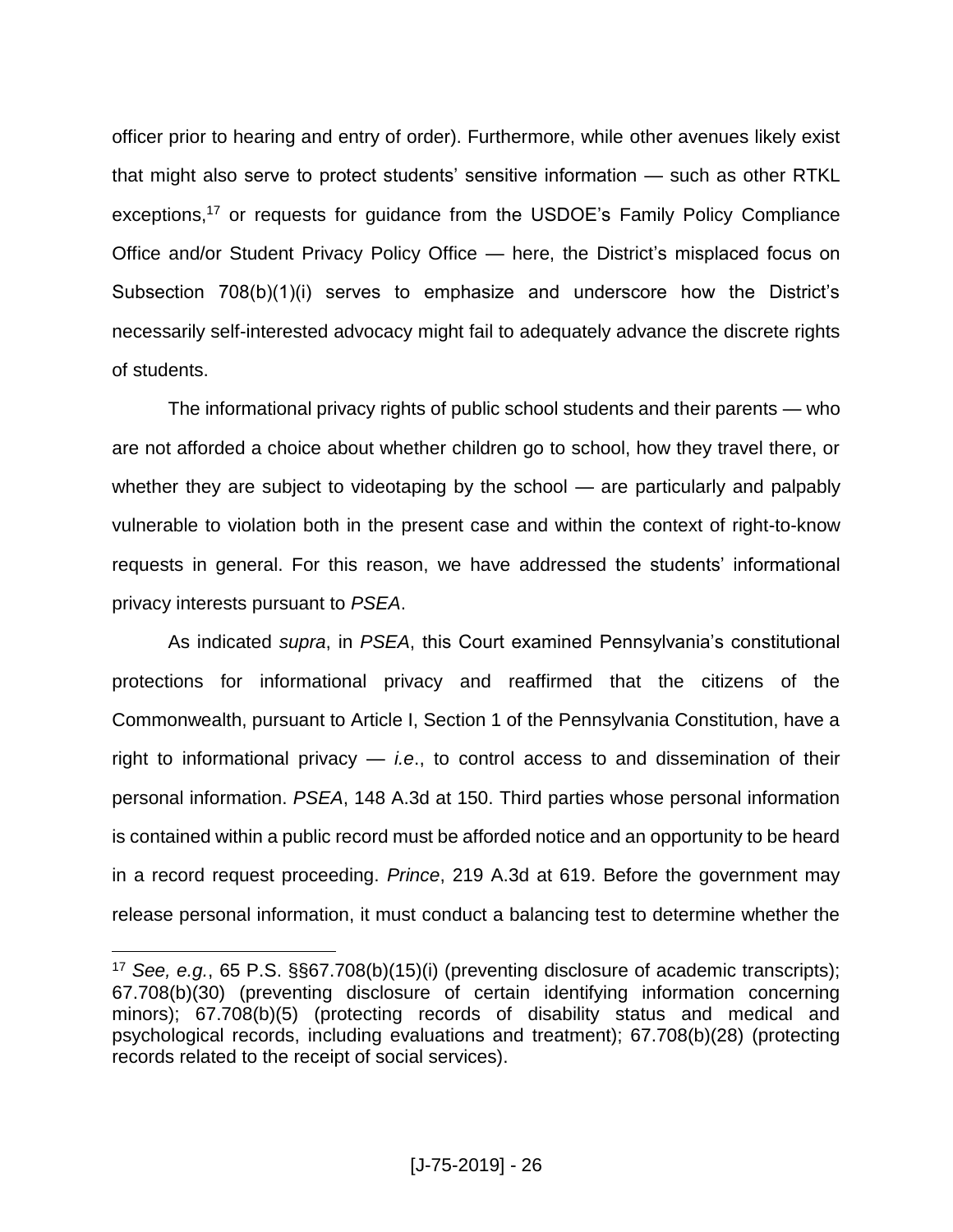officer prior to hearing and entry of order). Furthermore, while other avenues likely exist that might also serve to protect students' sensitive information — such as other RTKL exceptions,[17] or requests for guidance from the USDOE's Family Policy Compliance Office and/or Student Privacy Policy Office — here, the District's misplaced focus on Subsection 708(b)(1)(i) serves to emphasize and underscore how the District's necessarily self-interested advocacy might fail to adequately advance the discrete rights of students.

The informational privacy rights of public school students and their parents — who are not afforded a choice about whether children go to school, how they travel there, or whether they are subject to videotaping by the school — are particularly and palpably vulnerable to violation both in the present case and within the context of right-to-know requests in general. For this reason, we have addressed the students' informational privacy interests pursuant to *PSEA*.

As indicated *supra*, in *PSEA*, this Court examined Pennsylvania's constitutional protections for informational privacy and reaffirmed that the citizens of the Commonwealth, pursuant to Article I, Section 1 of the Pennsylvania Constitution, have a right to informational privacy — *i.e.*, to control access to and dissemination of their personal information. *PSEA*, 148 A.3d at 150. Third parties whose personal information is contained within a public record must be afforded notice and an opportunity to be heard in a record request proceeding. *Prince*, 219 A.3d at 619. Before the government may release personal information, it must conduct a balancing test to determine whether the

---

[17] *See, e.g.*, 65 P.S. §§67.708(b)(15)(i) (preventing disclosure of academic transcripts); 67.708(b)(30) (preventing disclosure of certain identifying information concerning minors); 67.708(b)(5) (protecting records of disability status and medical and psychological records, including evaluations and treatment); 67.708(b)(28) (protecting records related to the receipt of social services).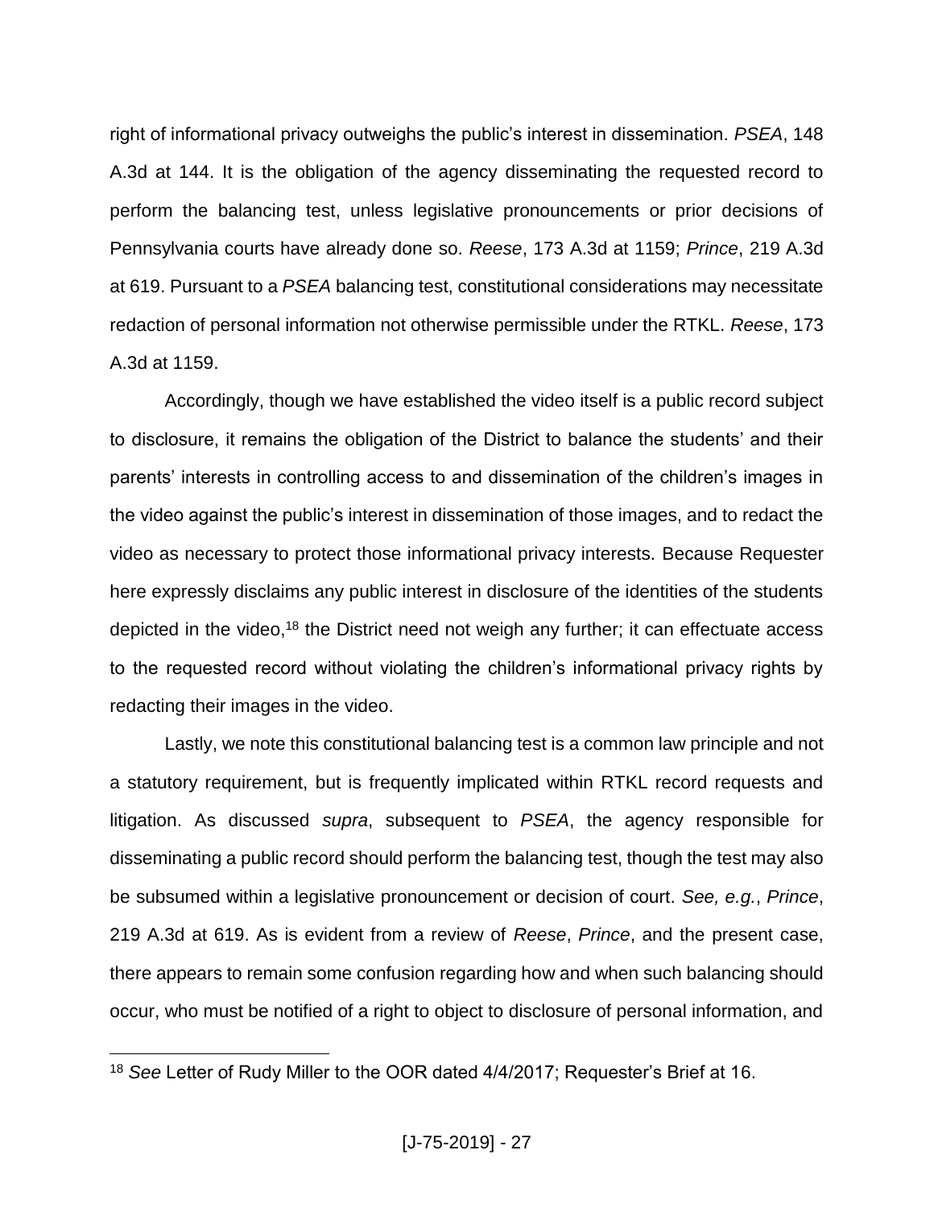right of informational privacy outweighs the public's interest in dissemination. *PSEA*, 148 A.3d at 144. It is the obligation of the agency disseminating the requested record to perform the balancing test, unless legislative pronouncements or prior decisions of Pennsylvania courts have already done so. *Reese*, 173 A.3d at 1159; *Prince*, 219 A.3d at 619. Pursuant to a *PSEA* balancing test, constitutional considerations may necessitate redaction of personal information not otherwise permissible under the RTKL. *Reese*, 173 A.3d at 1159.

Accordingly, though we have established the video itself is a public record subject to disclosure, it remains the obligation of the District to balance the students' and their parents' interests in controlling access to and dissemination of the children's images in the video against the public's interest in dissemination of those images, and to redact the video as necessary to protect those informational privacy interests. Because Requester here expressly disclaims any public interest in disclosure of the identities of the students depicted in the video,[18] the District need not weigh any further; it can effectuate access to the requested record without violating the children's informational privacy rights by redacting their images in the video.

Lastly, we note this constitutional balancing test is a common law principle and not a statutory requirement, but is frequently implicated within RTKL record requests and litigation. As discussed *supra*, subsequent to *PSEA*, the agency responsible for disseminating a public record should perform the balancing test, though the test may also be subsumed within a legislative pronouncement or decision of court. *See, e.g.*, *Prince*, 219 A.3d at 619. As is evident from a review of *Reese*, *Prince*, and the present case, there appears to remain some confusion regarding how and when such balancing should occur, who must be notified of a right to object to disclosure of personal information, and

---

[18] *See* Letter of Rudy Miller to the OOR dated 4/4/2017; Requester's Brief at 16.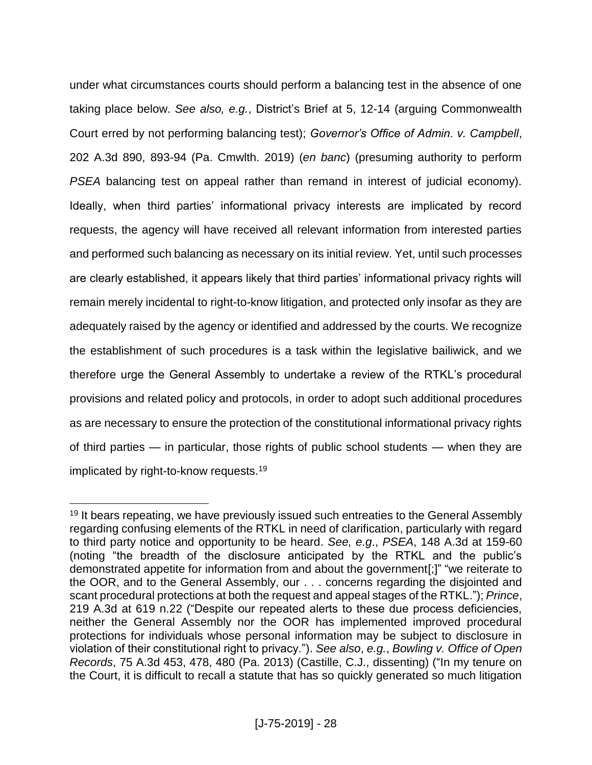under what circumstances courts should perform a balancing test in the absence of one taking place below. *See also, e.g.*, District's Brief at 5, 12-14 (arguing Commonwealth Court erred by not performing balancing test); *Governor's Office of Admin. v. Campbell*, 202 A.3d 890, 893-94 (Pa. Cmwlth. 2019) (*en banc*) (presuming authority to perform *PSEA* balancing test on appeal rather than remand in interest of judicial economy). Ideally, when third parties' informational privacy interests are implicated by record requests, the agency will have received all relevant information from interested parties and performed such balancing as necessary on its initial review. Yet, until such processes are clearly established, it appears likely that third parties' informational privacy rights will remain merely incidental to right-to-know litigation, and protected only insofar as they are adequately raised by the agency or identified and addressed by the courts. We recognize the establishment of such procedures is a task within the legislative bailiwick, and we therefore urge the General Assembly to undertake a review of the RTKL's procedural provisions and related policy and protocols, in order to adopt such additional procedures as are necessary to ensure the protection of the constitutional informational privacy rights of third parties — in particular, those rights of public school students — when they are implicated by right-to-know requests.[19]

---

[19] It bears repeating, we have previously issued such entreaties to the General Assembly regarding confusing elements of the RTKL in need of clarification, particularly with regard to third party notice and opportunity to be heard. *See, e.g.*, *PSEA*, 148 A.3d at 159-60 (noting "the breadth of the disclosure anticipated by the RTKL and the public's demonstrated appetite for information from and about the government[;]" "we reiterate to the OOR, and to the General Assembly, our . . . concerns regarding the disjointed and scant procedural protections at both the request and appeal stages of the RTKL."); *Prince*, 219 A.3d at 619 n.22 ("Despite our repeated alerts to these due process deficiencies, neither the General Assembly nor the OOR has implemented improved procedural protections for individuals whose personal information may be subject to disclosure in violation of their constitutional right to privacy."). *See also*, *e.g.*, *Bowling v. Office of Open Records*, 75 A.3d 453, 478, 480 (Pa. 2013) (Castille, C.J., dissenting) ("In my tenure on the Court, it is difficult to recall a statute that has so quickly generated so much litigation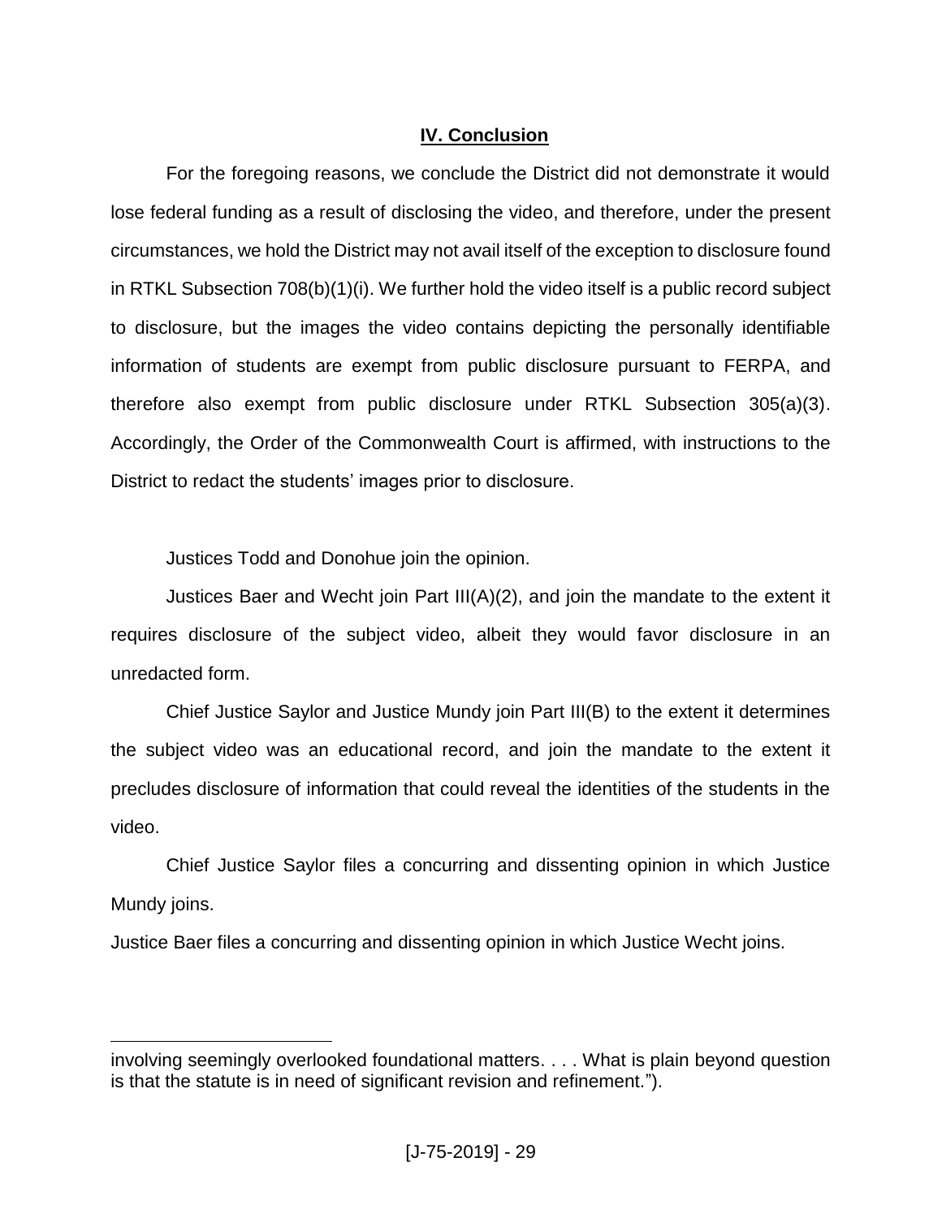## IV. Conclusion

For the foregoing reasons, we conclude the District did not demonstrate it would lose federal funding as a result of disclosing the video, and therefore, under the present circumstances, we hold the District may not avail itself of the exception to disclosure found in RTKL Subsection 708(b)(1)(i). We further hold the video itself is a public record subject to disclosure, but the images the video contains depicting the personally identifiable information of students are exempt from public disclosure pursuant to FERPA, and therefore also exempt from public disclosure under RTKL Subsection 305(a)(3). Accordingly, the Order of the Commonwealth Court is affirmed, with instructions to the District to redact the students' images prior to disclosure.

Justices Todd and Donohue join the opinion.

Justices Baer and Wecht join Part III(A)(2), and join the mandate to the extent it requires disclosure of the subject video, albeit they would favor disclosure in an unredacted form.

Chief Justice Saylor and Justice Mundy join Part III(B) to the extent it determines the subject video was an educational record, and join the mandate to the extent it precludes disclosure of information that could reveal the identities of the students in the video.

Chief Justice Saylor files a concurring and dissenting opinion in which Justice Mundy joins.

Justice Baer files a concurring and dissenting opinion in which Justice Wecht joins.

---

involving seemingly overlooked foundational matters. . . . What is plain beyond question is that the statute is in need of significant revision and refinement.").